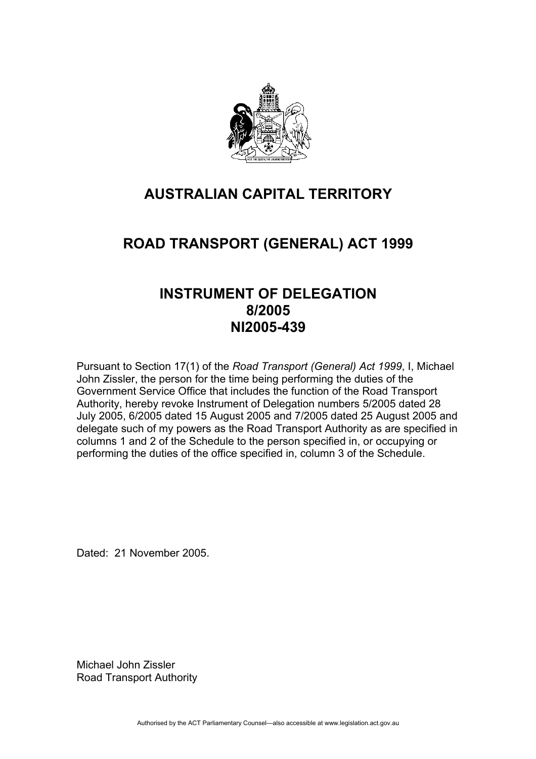# AUSTRALIAN CAPITAL TERRITORY

# ROAD TRANSPORT (GENERAL) ACT 1999

# INSTRUMENT OF DELEGATION 8/2005 NI2005-439

Pursuant to Section 17(1) of the *Road Transport (General) Act 1999*, I, Michael John Zissler, the person for the time being performing the duties of the Government Service Office that includes the function of the Road Transport Authority, hereby revoke Instrument of Delegation numbers 5/2005 dated 28 July 2005, 6/2005 dated 15 August 2005 and 7/2005 dated 25 August 2005 and delegate such of my powers as the Road Transport Authority as are specified in columns 1 and 2 of the Schedule to the person specified in, or occupying or performing the duties of the office specified in, column 3 of the Schedule.

Dated: 21 November 2005.

Michael John Zissler
Road Transport Authority

Authorised by the ACT Parliamentary Counsel—also accessible at www.legislation.act.gov.au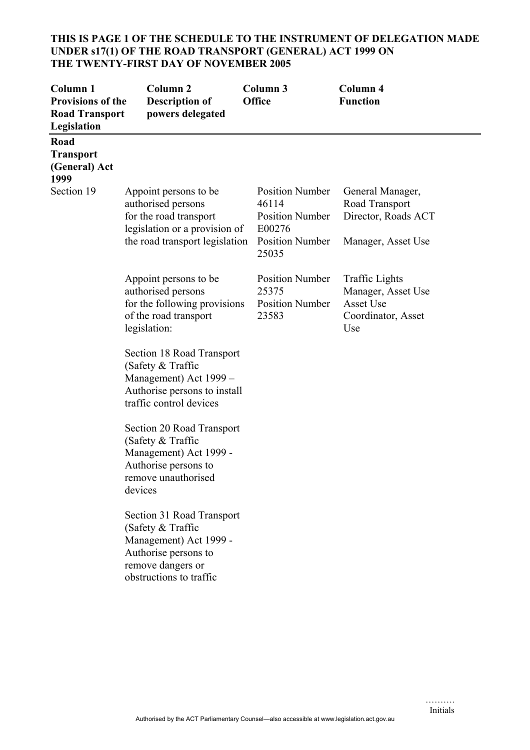**THIS IS PAGE 1 OF THE SCHEDULE TO THE INSTRUMENT OF DELEGATION MADE UNDER s17(1) OF THE ROAD TRANSPORT (GENERAL) ACT 1999 ON THE TWENTY-FIRST DAY OF NOVEMBER 2005**

| Column 1 Provisions of the Road Transport Legislation | Column 2 Description of powers delegated | Column 3 Office | Column 4 Function |
|---|---|---|---|
| **Road Transport (General) Act 1999** | | | |
| Section 19 | Appoint persons to be authorised persons for the road transport legislation or a provision of the road transport legislation | Position Number 46114<br>Position Number E00276<br>Position Number 25035 | General Manager, Road Transport<br>Director, Roads ACT<br>Manager, Asset Use |
| | Appoint persons to be authorised persons for the following provisions of the road transport legislation:<br><br>Section 18 Road Transport (Safety & Traffic Management) Act 1999 – Authorise persons to install traffic control devices<br><br>Section 20 Road Transport (Safety & Traffic Management) Act 1999 - Authorise persons to remove unauthorised devices<br><br>Section 31 Road Transport (Safety & Traffic Management) Act 1999 - Authorise persons to remove dangers or obstructions to traffic | Position Number 25375<br>Position Number 23583 | Traffic Lights Manager, Asset Use<br>Asset Use Coordinator, Asset Use |

……….
Initials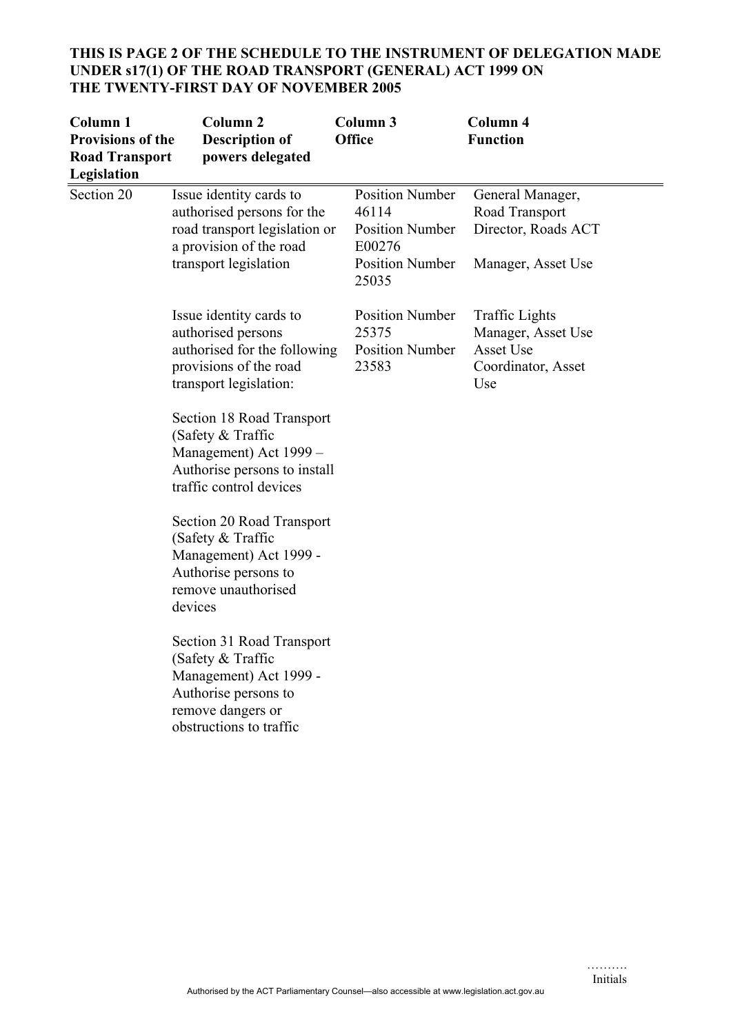**THIS IS PAGE 2 OF THE SCHEDULE TO THE INSTRUMENT OF DELEGATION MADE UNDER s17(1) OF THE ROAD TRANSPORT (GENERAL) ACT 1999 ON THE TWENTY-FIRST DAY OF NOVEMBER 2005**

| Column 1 Provisions of the Road Transport Legislation | Column 2 Description of powers delegated | Column 3 Office | Column 4 Function |
|---|---|---|---|
| Section 20 | Issue identity cards to authorised persons for the road transport legislation or a provision of the road transport legislation | Position Number 46114<br>Position Number E00276<br>Position Number 25035 | General Manager, Road Transport<br>Director, Roads ACT<br>Manager, Asset Use |
| | Issue identity cards to authorised persons authorised for the following provisions of the road transport legislation:<br><br>Section 18 Road Transport (Safety & Traffic Management) Act 1999 – Authorise persons to install traffic control devices<br><br>Section 20 Road Transport (Safety & Traffic Management) Act 1999 - Authorise persons to remove unauthorised devices<br><br>Section 31 Road Transport (Safety & Traffic Management) Act 1999 - Authorise persons to remove dangers or obstructions to traffic | Position Number 25375<br>Position Number 23583 | Traffic Lights Manager, Asset Use<br>Asset Use Coordinator, Asset Use |

……….
Initials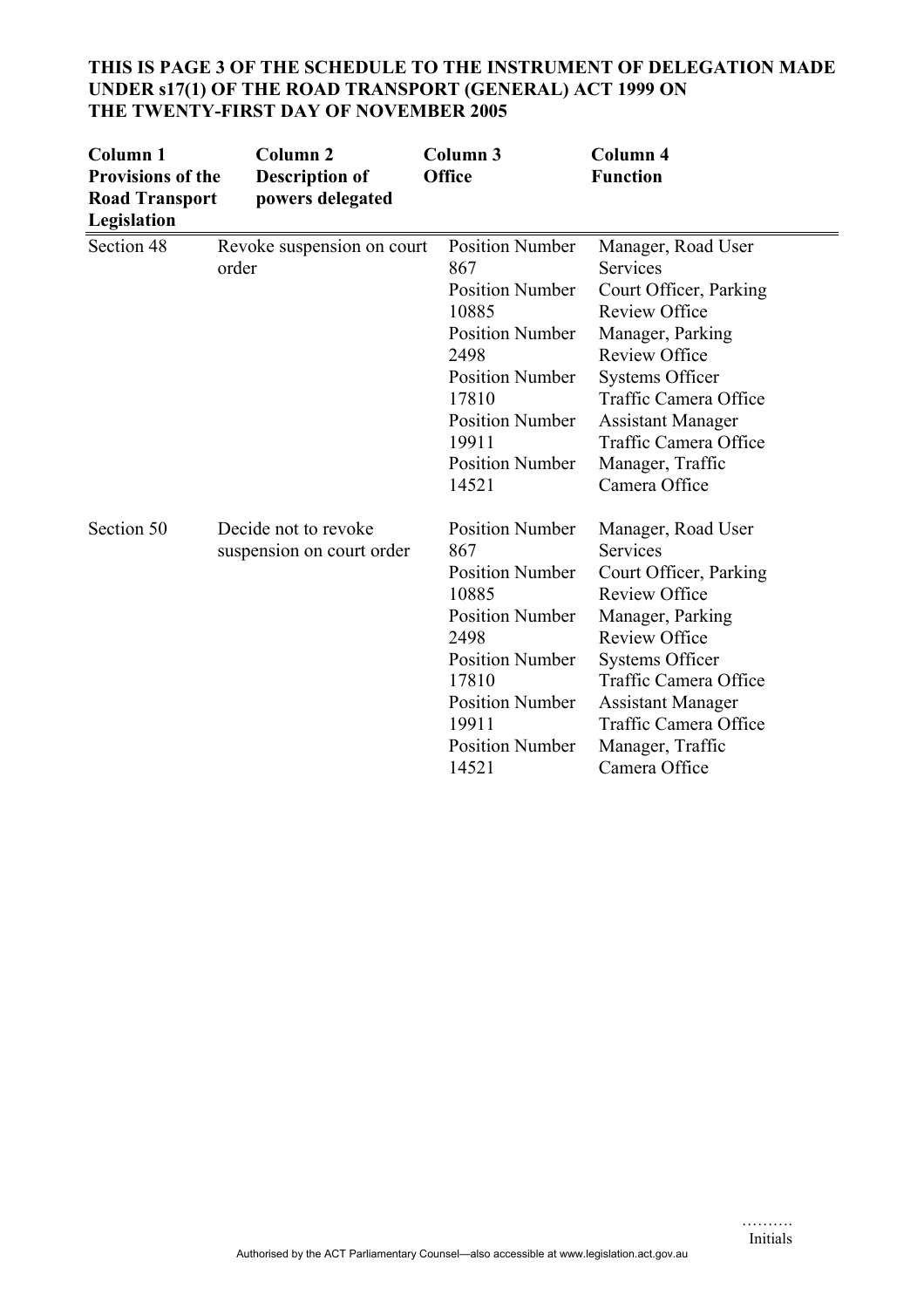**THIS IS PAGE 3 OF THE SCHEDULE TO THE INSTRUMENT OF DELEGATION MADE UNDER s17(1) OF THE ROAD TRANSPORT (GENERAL) ACT 1999 ON THE TWENTY-FIRST DAY OF NOVEMBER 2005**

| Column 1 Provisions of the Road Transport Legislation | Column 2 Description of powers delegated | Column 3 Office | Column 4 Function |
|---|---|---|---|
| Section 48 | Revoke suspension on court order | Position Number 867 | Manager, Road User Services |
| | | Position Number 10885 | Court Officer, Parking Review Office |
| | | Position Number 2498 | Manager, Parking Review Office |
| | | Position Number 17810 | Systems Officer Traffic Camera Office |
| | | Position Number 19911 | Assistant Manager Traffic Camera Office |
| | | Position Number 14521 | Manager, Traffic Camera Office |
| Section 50 | Decide not to revoke suspension on court order | Position Number 867 | Manager, Road User Services |
| | | Position Number 10885 | Court Officer, Parking Review Office |
| | | Position Number 2498 | Manager, Parking Review Office |
| | | Position Number 17810 | Systems Officer Traffic Camera Office |
| | | Position Number 19911 | Assistant Manager Traffic Camera Office |
| | | Position Number 14521 | Manager, Traffic Camera Office |

……….
Initials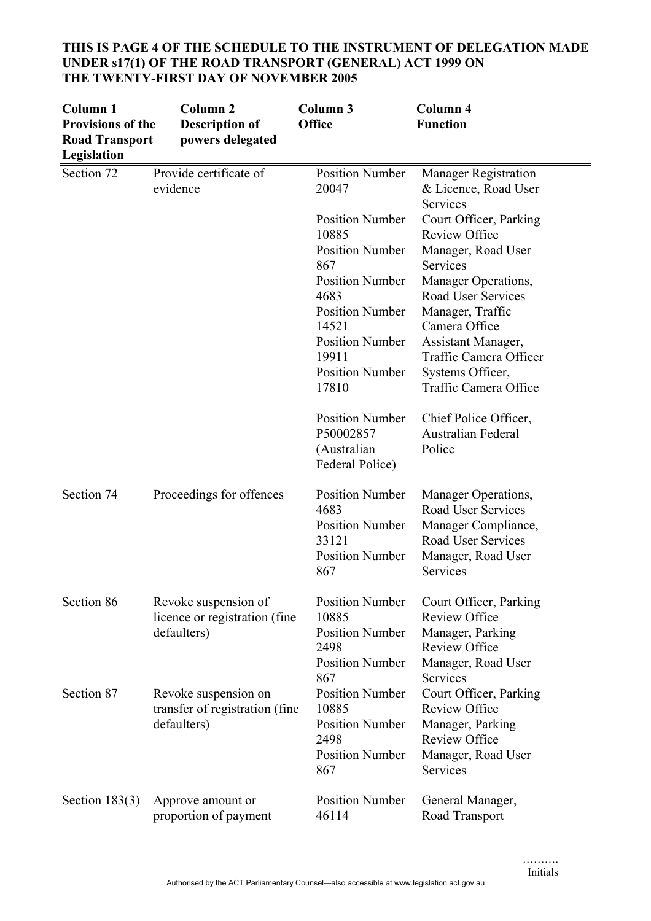**THIS IS PAGE 4 OF THE SCHEDULE TO THE INSTRUMENT OF DELEGATION MADE UNDER s17(1) OF THE ROAD TRANSPORT (GENERAL) ACT 1999 ON THE TWENTY-FIRST DAY OF NOVEMBER 2005**

| Column 1 Provisions of the Road Transport Legislation | Column 2 Description of powers delegated | Column 3 Office | Column 4 Function |
|---|---|---|---|
| Section 72 | Provide certificate of evidence | Position Number 20047 | Manager Registration & Licence, Road User Services |
| | | Position Number 10885 | Court Officer, Parking Review Office |
| | | Position Number 867 | Manager, Road User Services |
| | | Position Number 4683 | Manager Operations, Road User Services |
| | | Position Number 14521 | Manager, Traffic Camera Office |
| | | Position Number 19911 | Assistant Manager, Traffic Camera Officer |
| | | Position Number 17810 | Systems Officer, Traffic Camera Office |
| | | Position Number P50002857 (Australian Federal Police) | Chief Police Officer, Australian Federal Police |
| Section 74 | Proceedings for offences | Position Number 4683 | Manager Operations, Road User Services |
| | | Position Number 33121 | Manager Compliance, Road User Services |
| | | Position Number 867 | Manager, Road User Services |
| Section 86 | Revoke suspension of licence or registration (fine defaulters) | Position Number 10885 | Court Officer, Parking Review Office |
| | | Position Number 2498 | Manager, Parking Review Office |
| | | Position Number 867 | Manager, Road User Services |
| Section 87 | Revoke suspension on transfer of registration (fine defaulters) | Position Number 10885 | Court Officer, Parking Review Office |
| | | Position Number 2498 | Manager, Parking Review Office |
| | | Position Number 867 | Manager, Road User Services |
| Section 183(3) | Approve amount or proportion of payment | Position Number 46114 | General Manager, Road Transport |

……….
Initials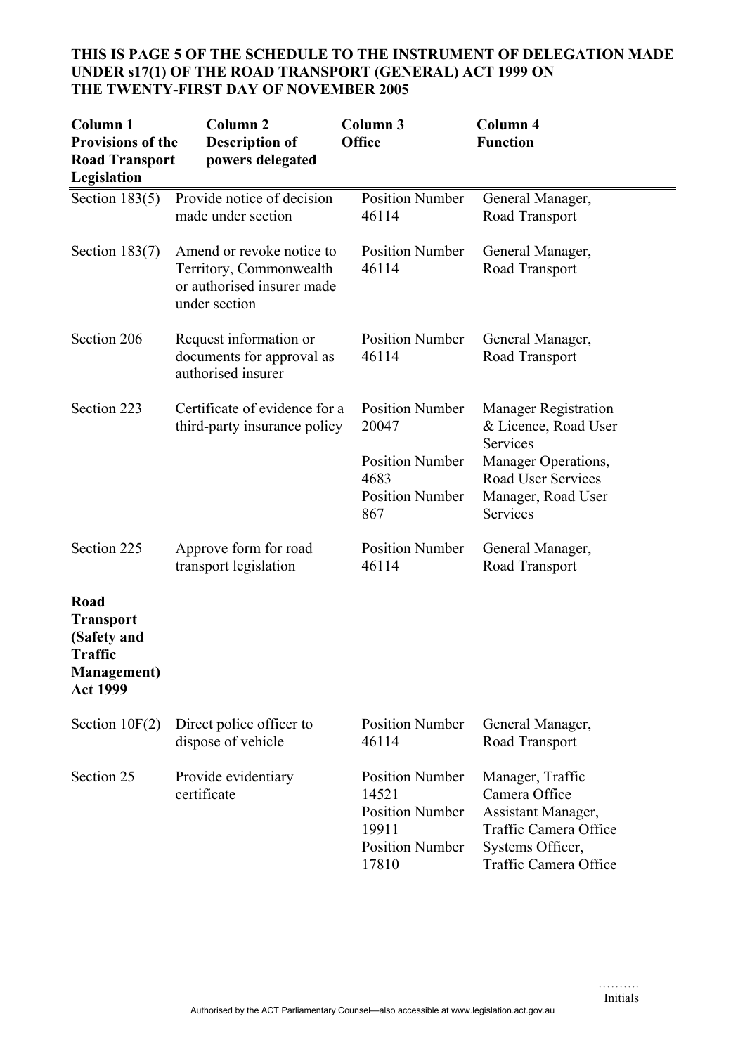**THIS IS PAGE 5 OF THE SCHEDULE TO THE INSTRUMENT OF DELEGATION MADE UNDER s17(1) OF THE ROAD TRANSPORT (GENERAL) ACT 1999 ON THE TWENTY-FIRST DAY OF NOVEMBER 2005**

| Column 1 Provisions of the Road Transport Legislation | Column 2 Description of powers delegated | Column 3 Office | Column 4 Function |
|---|---|---|---|
| Section 183(5) | Provide notice of decision made under section | Position Number 46114 | General Manager, Road Transport |
| Section 183(7) | Amend or revoke notice to Territory, Commonwealth or authorised insurer made under section | Position Number 46114 | General Manager, Road Transport |
| Section 206 | Request information or documents for approval as authorised insurer | Position Number 46114 | General Manager, Road Transport |
| Section 223 | Certificate of evidence for a third-party insurance policy | Position Number 20047<br>Position Number 4683<br>Position Number 867 | Manager Registration & Licence, Road User Services<br>Manager Operations, Road User Services<br>Manager, Road User Services |
| Section 225 | Approve form for road transport legislation | Position Number 46114 | General Manager, Road Transport |
| **Road Transport (Safety and Traffic Management) Act 1999** | | | |
| Section 10F(2) | Direct police officer to dispose of vehicle | Position Number 46114 | General Manager, Road Transport |
| Section 25 | Provide evidentiary certificate | Position Number 14521<br>Position Number 19911<br>Position Number 17810 | Manager, Traffic Camera Office<br>Assistant Manager, Traffic Camera Office<br>Systems Officer, Traffic Camera Office |

……….
Initials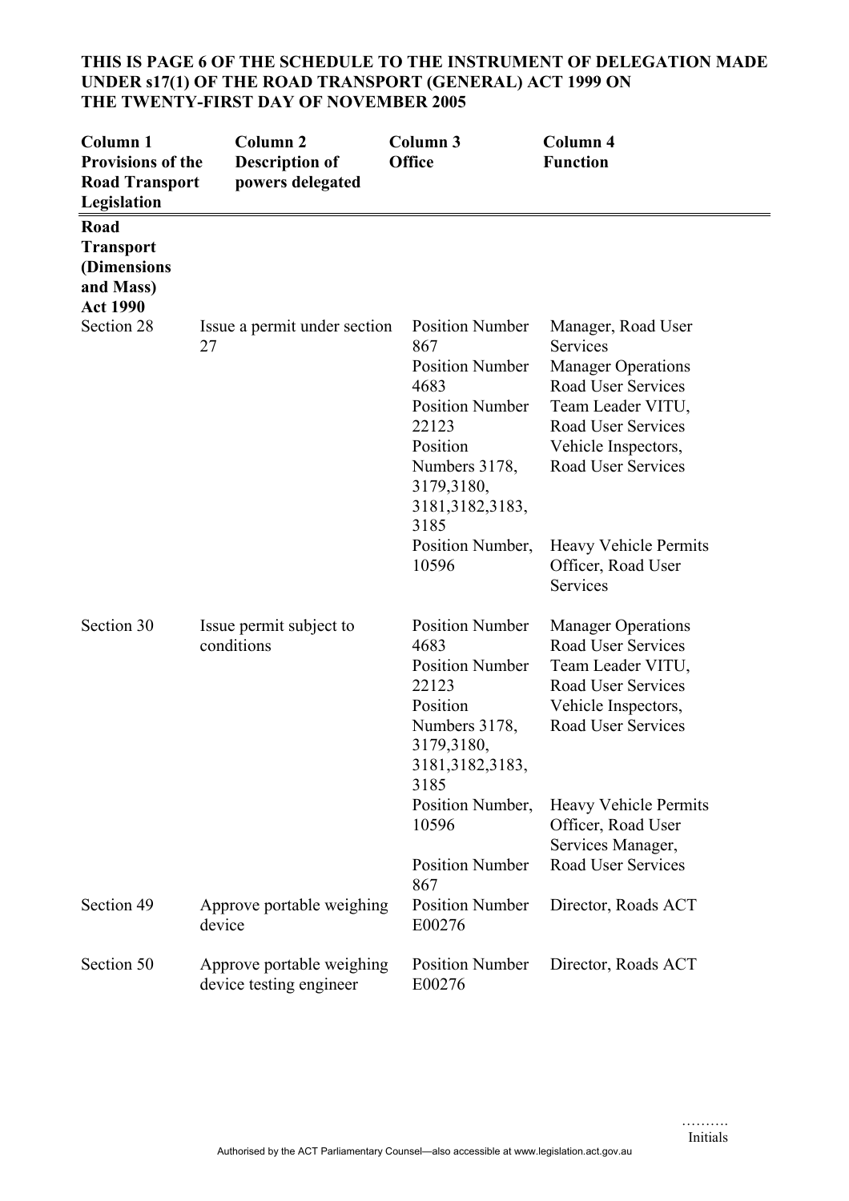**THIS IS PAGE 6 OF THE SCHEDULE TO THE INSTRUMENT OF DELEGATION MADE UNDER s17(1) OF THE ROAD TRANSPORT (GENERAL) ACT 1999 ON THE TWENTY-FIRST DAY OF NOVEMBER 2005**

| Column 1 Provisions of the Road Transport Legislation | Column 2 Description of powers delegated | Column 3 Office | Column 4 Function |
|---|---|---|---|
| **Road Transport (Dimensions and Mass) Act 1990** | | | |
| Section 28 | Issue a permit under section 27 | Position Number 867 | Manager, Road User Services |
| | | Position Number 4683 | Manager Operations Road User Services |
| | | Position Number 22123 | Team Leader VITU, Road User Services |
| | | Position Numbers 3178, 3179,3180, 3181,3182,3183, 3185 | Vehicle Inspectors, Road User Services |
| | | Position Number, 10596 | Heavy Vehicle Permits Officer, Road User Services |
| Section 30 | Issue permit subject to conditions | Position Number 4683 | Manager Operations Road User Services |
| | | Position Number 22123 | Team Leader VITU, Road User Services |
| | | Position Numbers 3178, 3179,3180, 3181,3182,3183, 3185 | Vehicle Inspectors, Road User Services |
| | | Position Number, 10596 | Heavy Vehicle Permits Officer, Road User Services |
| | | Position Number 867 | Manager, Road User Services |
| Section 49 | Approve portable weighing device | Position Number E00276 | Director, Roads ACT |
| Section 50 | Approve portable weighing device testing engineer | Position Number E00276 | Director, Roads ACT |

……….
Initials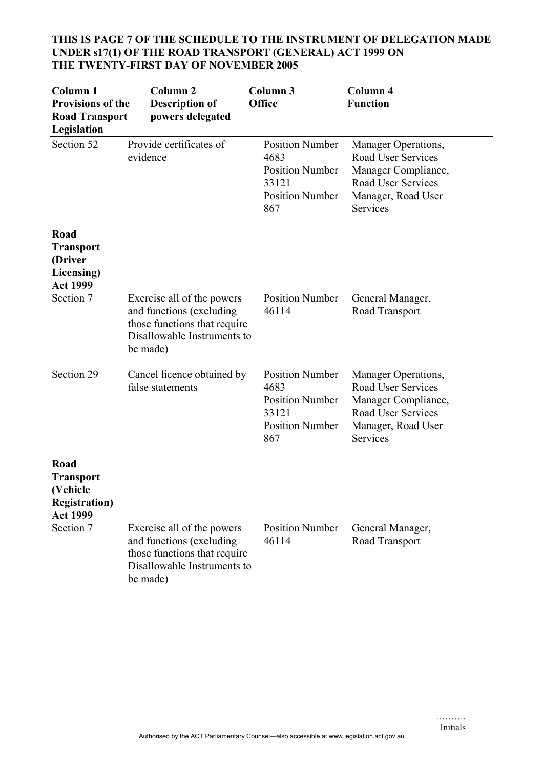**THIS IS PAGE 7 OF THE SCHEDULE TO THE INSTRUMENT OF DELEGATION MADE UNDER s17(1) OF THE ROAD TRANSPORT (GENERAL) ACT 1999 ON THE TWENTY-FIRST DAY OF NOVEMBER 2005**

| Column 1 Provisions of the Road Transport Legislation | Column 2 Description of powers delegated | Column 3 Office | Column 4 Function |
|---|---|---|---|
| Section 52 | Provide certificates of evidence | Position Number 4683<br>Position Number 33121<br>Position Number 867 | Manager Operations, Road User Services<br>Manager Compliance, Road User Services<br>Manager, Road User Services |
| **Road Transport (Driver Licensing) Act 1999** | | | |
| Section 7 | Exercise all of the powers and functions (excluding those functions that require Disallowable Instruments to be made) | Position Number 46114 | General Manager, Road Transport |
| Section 29 | Cancel licence obtained by false statements | Position Number 4683<br>Position Number 33121<br>Position Number 867 | Manager Operations, Road User Services<br>Manager Compliance, Road User Services<br>Manager, Road User Services |
| **Road Transport (Vehicle Registration) Act 1999** | | | |
| Section 7 | Exercise all of the powers and functions (excluding those functions that require Disallowable Instruments to be made) | Position Number 46114 | General Manager, Road Transport |

……….
Initials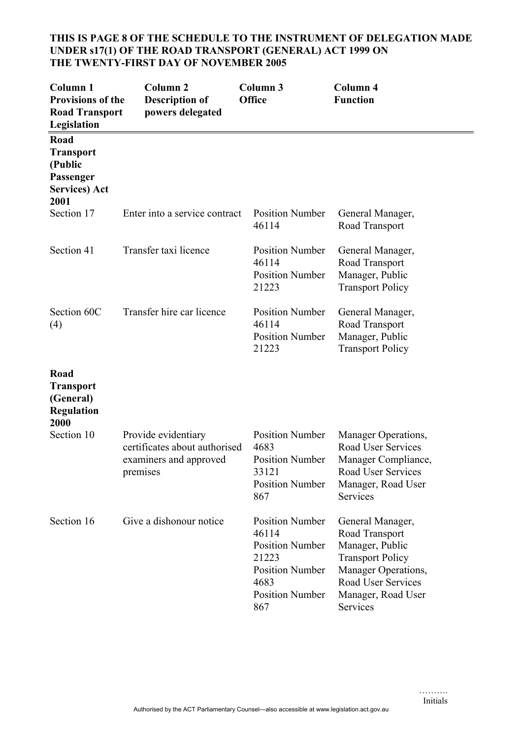**THIS IS PAGE 8 OF THE SCHEDULE TO THE INSTRUMENT OF DELEGATION MADE UNDER s17(1) OF THE ROAD TRANSPORT (GENERAL) ACT 1999 ON THE TWENTY-FIRST DAY OF NOVEMBER 2005**

| Column 1 Provisions of the Road Transport Legislation | Column 2 Description of powers delegated | Column 3 Office | Column 4 Function |
|---|---|---|---|
| **Road Transport (Public Passenger Services) Act 2001** | | | |
| Section 17 | Enter into a service contract | Position Number 46114 | General Manager, Road Transport |
| Section 41 | Transfer taxi licence | Position Number 46114<br>Position Number 21223 | General Manager, Road Transport<br>Manager, Public Transport Policy |
| Section 60C (4) | Transfer hire car licence | Position Number 46114<br>Position Number 21223 | General Manager, Road Transport<br>Manager, Public Transport Policy |
| **Road Transport (General) Regulation 2000** | | | |
| Section 10 | Provide evidentiary certificates about authorised examiners and approved premises | Position Number 4683<br>Position Number 33121<br>Position Number 867 | Manager Operations, Road User Services<br>Manager Compliance, Road User Services<br>Manager, Road User Services |
| Section 16 | Give a dishonour notice | Position Number 46114<br>Position Number 21223<br>Position Number 4683<br>Position Number 867 | General Manager, Road Transport<br>Manager, Public Transport Policy<br>Manager Operations, Road User Services<br>Manager, Road User Services |

……….
Initials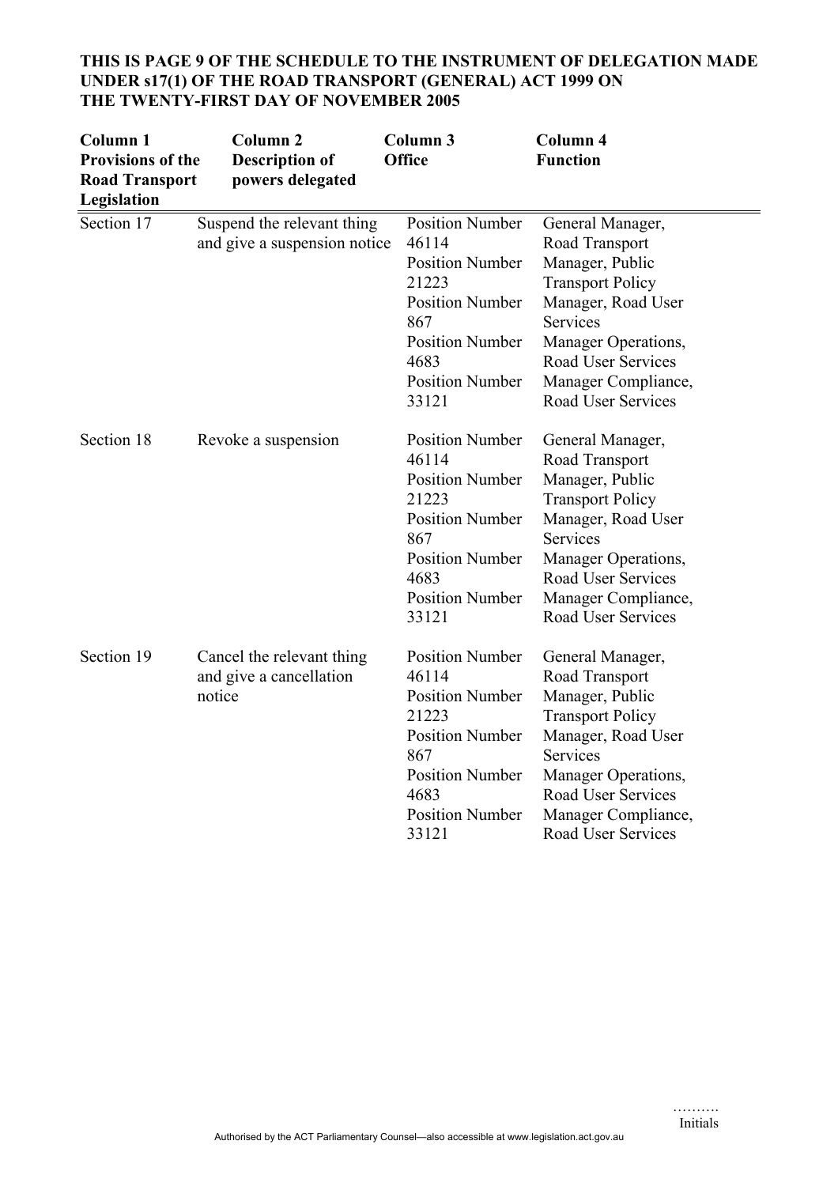**THIS IS PAGE 9 OF THE SCHEDULE TO THE INSTRUMENT OF DELEGATION MADE UNDER s17(1) OF THE ROAD TRANSPORT (GENERAL) ACT 1999 ON THE TWENTY-FIRST DAY OF NOVEMBER 2005**

| Column 1 Provisions of the Road Transport Legislation | Column 2 Description of powers delegated | Column 3 Office | Column 4 Function |
|---|---|---|---|
| Section 17 | Suspend the relevant thing and give a suspension notice | Position Number 46114<br>Position Number 21223<br>Position Number 867<br>Position Number 4683<br>Position Number 33121 | General Manager, Road Transport<br>Manager, Public Transport Policy<br>Manager, Road User Services<br>Manager Operations, Road User Services<br>Manager Compliance, Road User Services |
| Section 18 | Revoke a suspension | Position Number 46114<br>Position Number 21223<br>Position Number 867<br>Position Number 4683<br>Position Number 33121 | General Manager, Road Transport<br>Manager, Public Transport Policy<br>Manager, Road User Services<br>Manager Operations, Road User Services<br>Manager Compliance, Road User Services |
| Section 19 | Cancel the relevant thing and give a cancellation notice | Position Number 46114<br>Position Number 21223<br>Position Number 867<br>Position Number 4683<br>Position Number 33121 | General Manager, Road Transport<br>Manager, Public Transport Policy<br>Manager, Road User Services<br>Manager Operations, Road User Services<br>Manager Compliance, Road User Services |

……….
Initials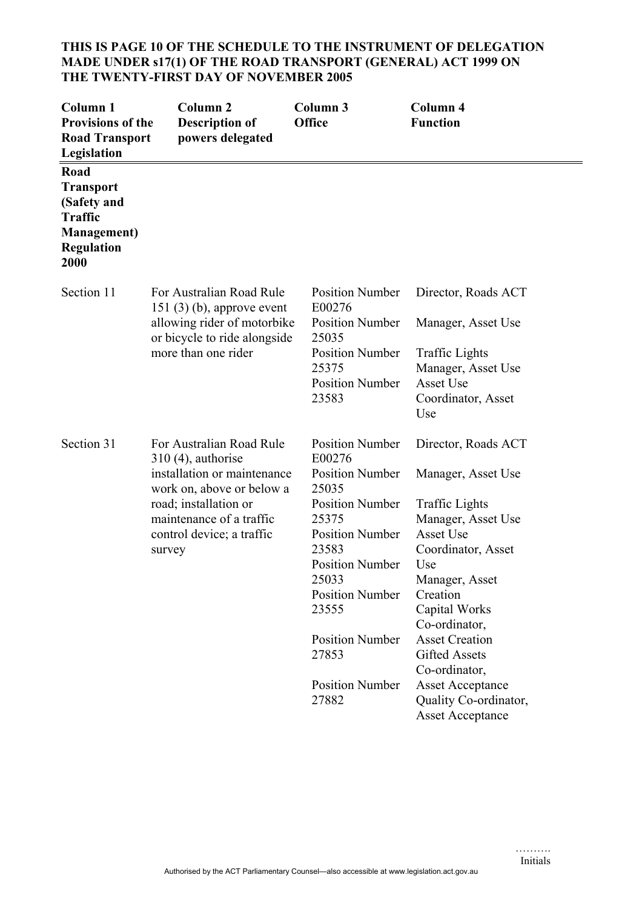**THIS IS PAGE 10 OF THE SCHEDULE TO THE INSTRUMENT OF DELEGATION MADE UNDER s17(1) OF THE ROAD TRANSPORT (GENERAL) ACT 1999 ON THE TWENTY-FIRST DAY OF NOVEMBER 2005**

| Column 1 Provisions of the Road Transport Legislation | Column 2 Description of powers delegated | Column 3 Office | Column 4 Function |
|---|---|---|---|
| **Road Transport (Safety and Traffic Management) Regulation 2000** | | | |
| Section 11 | For Australian Road Rule 151 (3) (b), approve event allowing rider of motorbike or bicycle to ride alongside more than one rider | Position Number E00276 | Director, Roads ACT |
| | | Position Number 25035 | Manager, Asset Use |
| | | Position Number 25375 | Traffic Lights Manager, Asset Use |
| | | Position Number 23583 | Asset Use Coordinator, Asset Use |
| Section 31 | For Australian Road Rule 310 (4), authorise installation or maintenance work on, above or below a road; installation or maintenance of a traffic control device; a traffic survey | Position Number E00276 | Director, Roads ACT |
| | | Position Number 25035 | Manager, Asset Use |
| | | Position Number 25375 | Traffic Lights Manager, Asset Use |
| | | Position Number 23583 | Asset Use Coordinator, Asset Use |
| | | Position Number 25033 | Manager, Asset Creation |
| | | Position Number 23555 | Capital Works Co-ordinator, Asset Creation |
| | | Position Number 27853 | Gifted Assets Co-ordinator, Asset Acceptance |
| | | Position Number 27882 | Quality Co-ordinator, Asset Acceptance |

……….
Initials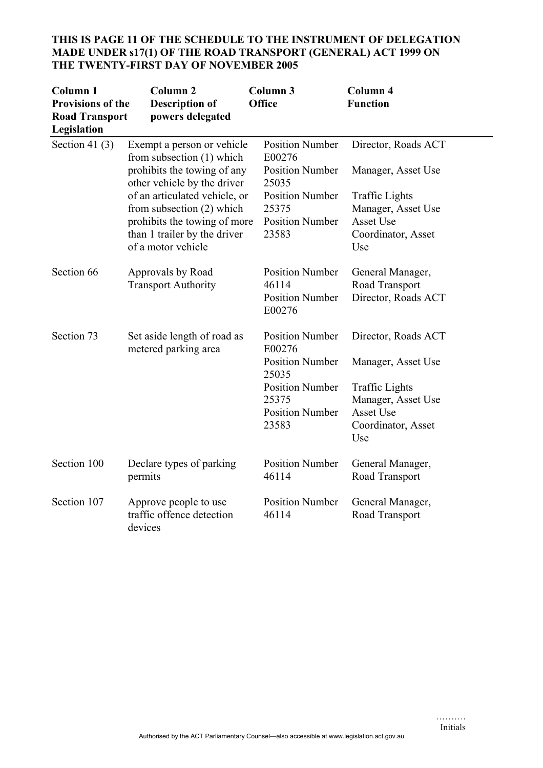**THIS IS PAGE 11 OF THE SCHEDULE TO THE INSTRUMENT OF DELEGATION MADE UNDER s17(1) OF THE ROAD TRANSPORT (GENERAL) ACT 1999 ON THE TWENTY-FIRST DAY OF NOVEMBER 2005**

| Column 1 Provisions of the Road Transport Legislation | Column 2 Description of powers delegated | Column 3 Office | Column 4 Function |
|---|---|---|---|
| Section 41 (3) | Exempt a person or vehicle from subsection (1) which prohibits the towing of any other vehicle by the driver of an articulated vehicle, or from subsection (2) which prohibits the towing of more than 1 trailer by the driver of a motor vehicle | Position Number E00276<br>Position Number 25035<br>Position Number 25375<br>Position Number 23583 | Director, Roads ACT<br>Manager, Asset Use<br>Traffic Lights Manager, Asset Use<br>Asset Use Coordinator, Asset Use |
| Section 66 | Approvals by Road Transport Authority | Position Number 46114<br>Position Number E00276 | General Manager, Road Transport<br>Director, Roads ACT |
| Section 73 | Set aside length of road as metered parking area | Position Number E00276<br>Position Number 25035<br>Position Number 25375<br>Position Number 23583 | Director, Roads ACT<br>Manager, Asset Use<br>Traffic Lights Manager, Asset Use<br>Asset Use Coordinator, Asset Use |
| Section 100 | Declare types of parking permits | Position Number 46114 | General Manager, Road Transport |
| Section 107 | Approve people to use traffic offence detection devices | Position Number 46114 | General Manager, Road Transport |

……….
Initials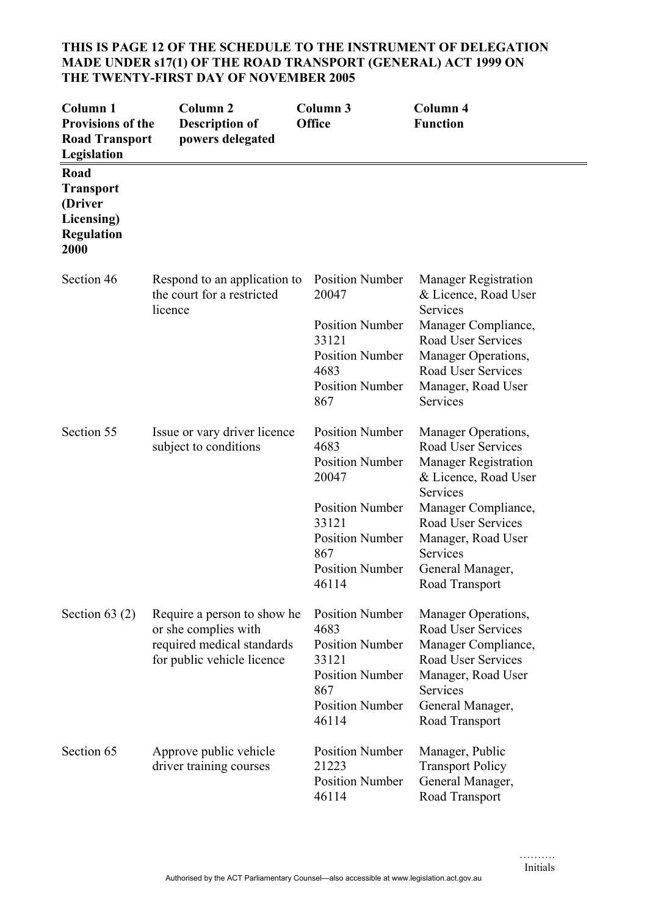**THIS IS PAGE 12 OF THE SCHEDULE TO THE INSTRUMENT OF DELEGATION MADE UNDER s17(1) OF THE ROAD TRANSPORT (GENERAL) ACT 1999 ON THE TWENTY-FIRST DAY OF NOVEMBER 2005**

| Column 1 Provisions of the Road Transport Legislation | Column 2 Description of powers delegated | Column 3 Office | Column 4 Function |
|---|---|---|---|
| **Road Transport (Driver Licensing) Regulation 2000** | | | |
| Section 46 | Respond to an application to the court for a restricted licence | Position Number 20047<br>Position Number 33121<br>Position Number 4683<br>Position Number 867 | Manager Registration & Licence, Road User Services<br>Manager Compliance, Road User Services<br>Manager Operations, Road User Services<br>Manager, Road User Services |
| Section 55 | Issue or vary driver licence subject to conditions | Position Number 4683<br>Position Number 20047<br>Position Number 33121<br>Position Number 867<br>Position Number 46114 | Manager Operations, Road User Services<br>Manager Registration & Licence, Road User Services<br>Manager Compliance, Road User Services<br>Manager, Road User Services<br>General Manager, Road Transport |
| Section 63 (2) | Require a person to show he or she complies with required medical standards for public vehicle licence | Position Number 4683<br>Position Number 33121<br>Position Number 867<br>Position Number 46114 | Manager Operations, Road User Services<br>Manager Compliance, Road User Services<br>Manager, Road User Services<br>General Manager, Road Transport |
| Section 65 | Approve public vehicle driver training courses | Position Number 21223<br>Position Number 46114 | Manager, Public Transport Policy<br>General Manager, Road Transport |

……….
Initials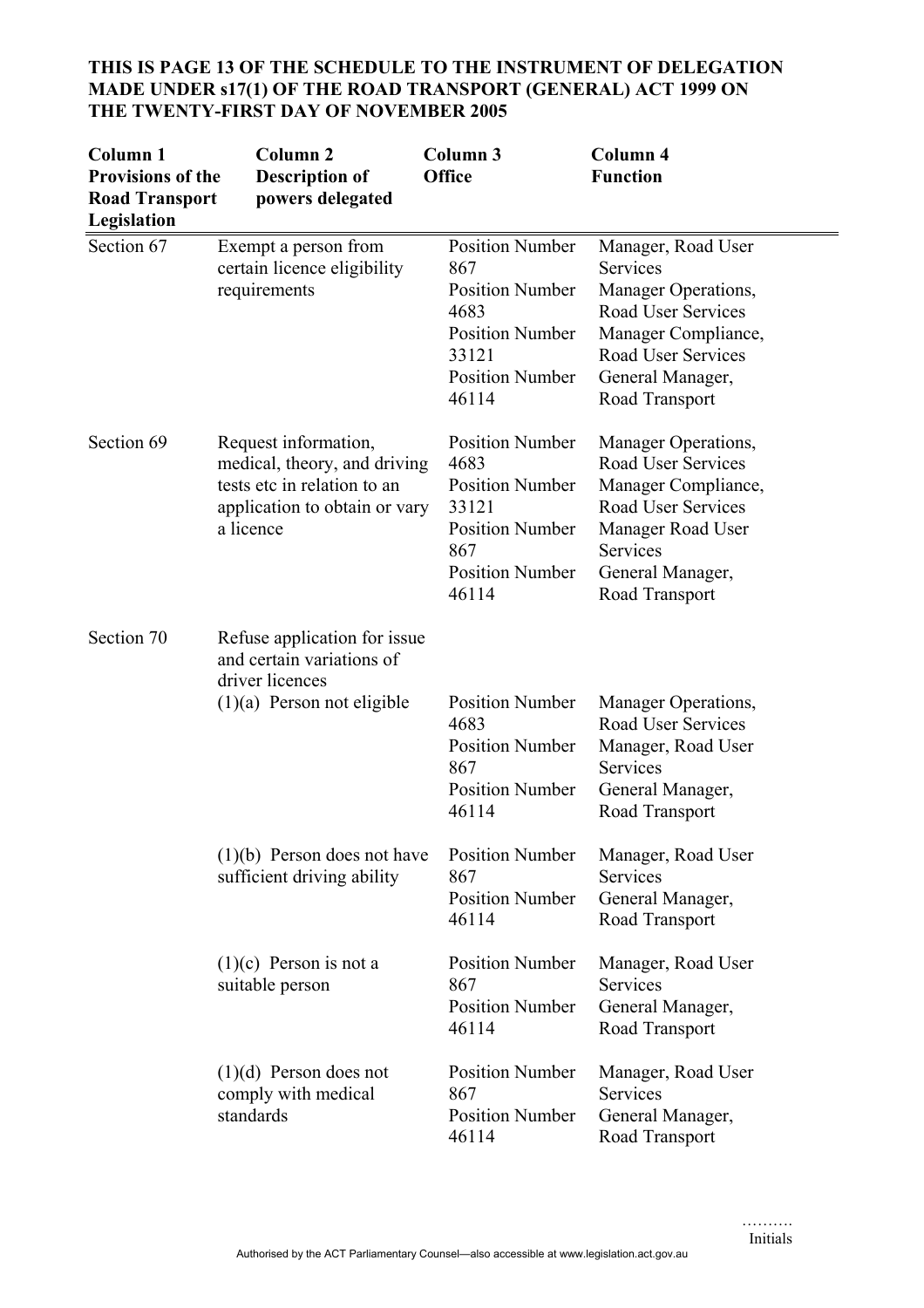**THIS IS PAGE 13 OF THE SCHEDULE TO THE INSTRUMENT OF DELEGATION MADE UNDER s17(1) OF THE ROAD TRANSPORT (GENERAL) ACT 1999 ON THE TWENTY-FIRST DAY OF NOVEMBER 2005**

| Column 1 Provisions of the Road Transport Legislation | Column 2 Description of powers delegated | Column 3 Office | Column 4 Function |
|---|---|---|---|
| Section 67 | Exempt a person from certain licence eligibility requirements | Position Number 867<br>Position Number 4683<br>Position Number 33121<br>Position Number 46114 | Manager, Road User Services<br>Manager Operations, Road User Services<br>Manager Compliance, Road User Services<br>General Manager, Road Transport |
| Section 69 | Request information, medical, theory, and driving tests etc in relation to an application to obtain or vary a licence | Position Number 4683<br>Position Number 33121<br>Position Number 867<br>Position Number 46114 | Manager Operations, Road User Services<br>Manager Compliance, Road User Services<br>Manager Road User Services<br>General Manager, Road Transport |
| Section 70 | Refuse application for issue and certain variations of driver licences | | |
| | (1)(a) Person not eligible | Position Number 4683<br>Position Number 867<br>Position Number 46114 | Manager Operations, Road User Services<br>Manager, Road User Services<br>General Manager, Road Transport |
| | (1)(b) Person does not have sufficient driving ability | Position Number 867<br>Position Number 46114 | Manager, Road User Services<br>General Manager, Road Transport |
| | (1)(c) Person is not a suitable person | Position Number 867<br>Position Number 46114 | Manager, Road User Services<br>General Manager, Road Transport |
| | (1)(d) Person does not comply with medical standards | Position Number 867<br>Position Number 46114 | Manager, Road User Services<br>General Manager, Road Transport |

……….
Initials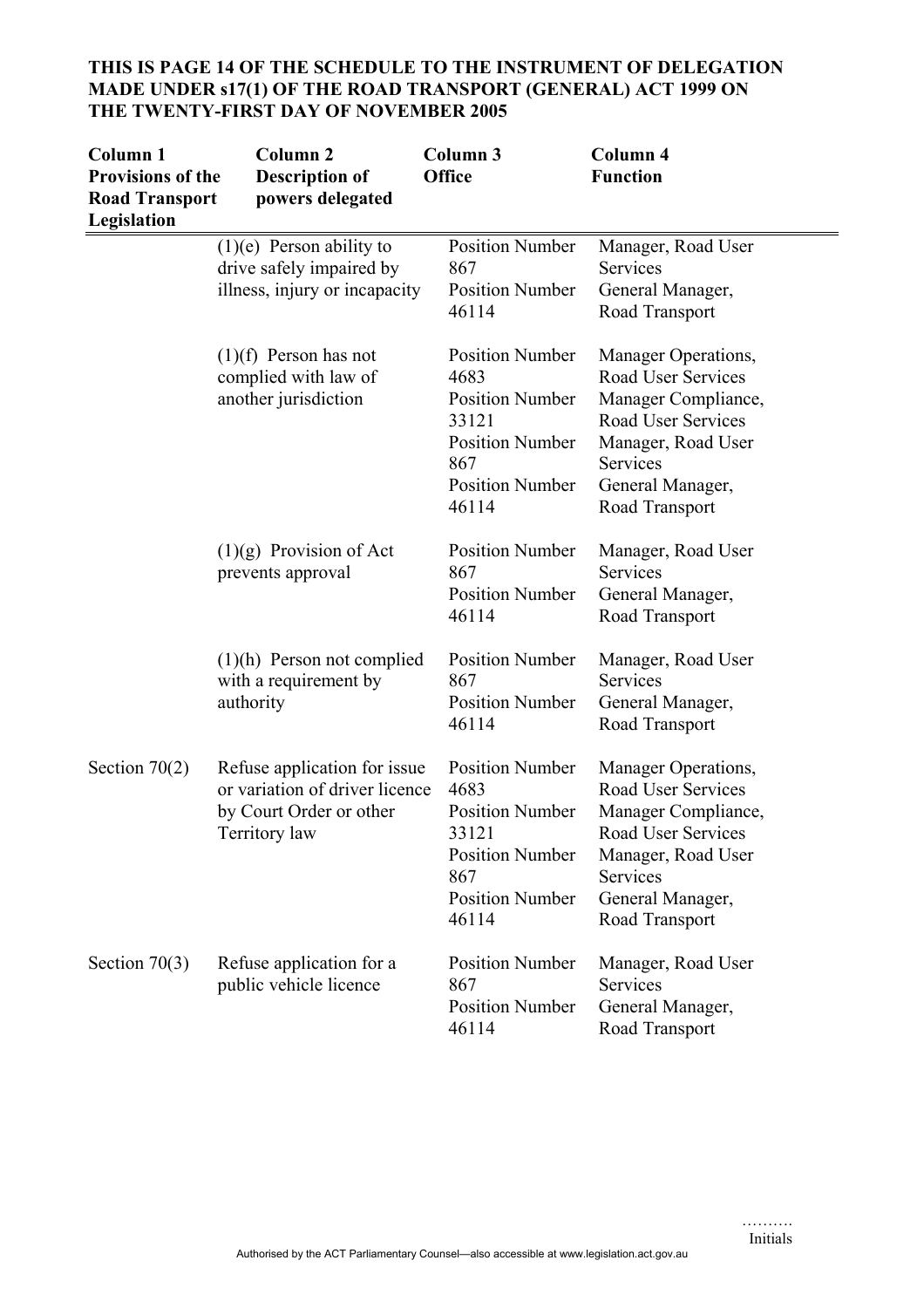**THIS IS PAGE 14 OF THE SCHEDULE TO THE INSTRUMENT OF DELEGATION MADE UNDER s17(1) OF THE ROAD TRANSPORT (GENERAL) ACT 1999 ON THE TWENTY-FIRST DAY OF NOVEMBER 2005**

| Column 1 Provisions of the Road Transport Legislation | Column 2 Description of powers delegated | Column 3 Office | Column 4 Function |
|---|---|---|---|
| | (1)(e) Person ability to drive safely impaired by illness, injury or incapacity | Position Number 867<br>Position Number 46114 | Manager, Road User Services<br>General Manager, Road Transport |
| | (1)(f) Person has not complied with law of another jurisdiction | Position Number 4683<br>Position Number 33121<br>Position Number 867<br>Position Number 46114 | Manager Operations, Road User Services<br>Manager Compliance, Road User Services<br>Manager, Road User Services<br>General Manager, Road Transport |
| | (1)(g) Provision of Act prevents approval | Position Number 867<br>Position Number 46114 | Manager, Road User Services<br>General Manager, Road Transport |
| | (1)(h) Person not complied with a requirement by authority | Position Number 867<br>Position Number 46114 | Manager, Road User Services<br>General Manager, Road Transport |
| Section 70(2) | Refuse application for issue or variation of driver licence by Court Order or other Territory law | Position Number 4683<br>Position Number 33121<br>Position Number 867<br>Position Number 46114 | Manager Operations, Road User Services<br>Manager Compliance, Road User Services<br>Manager, Road User Services<br>General Manager, Road Transport |
| Section 70(3) | Refuse application for a public vehicle licence | Position Number 867<br>Position Number 46114 | Manager, Road User Services<br>General Manager, Road Transport |

……….
Initials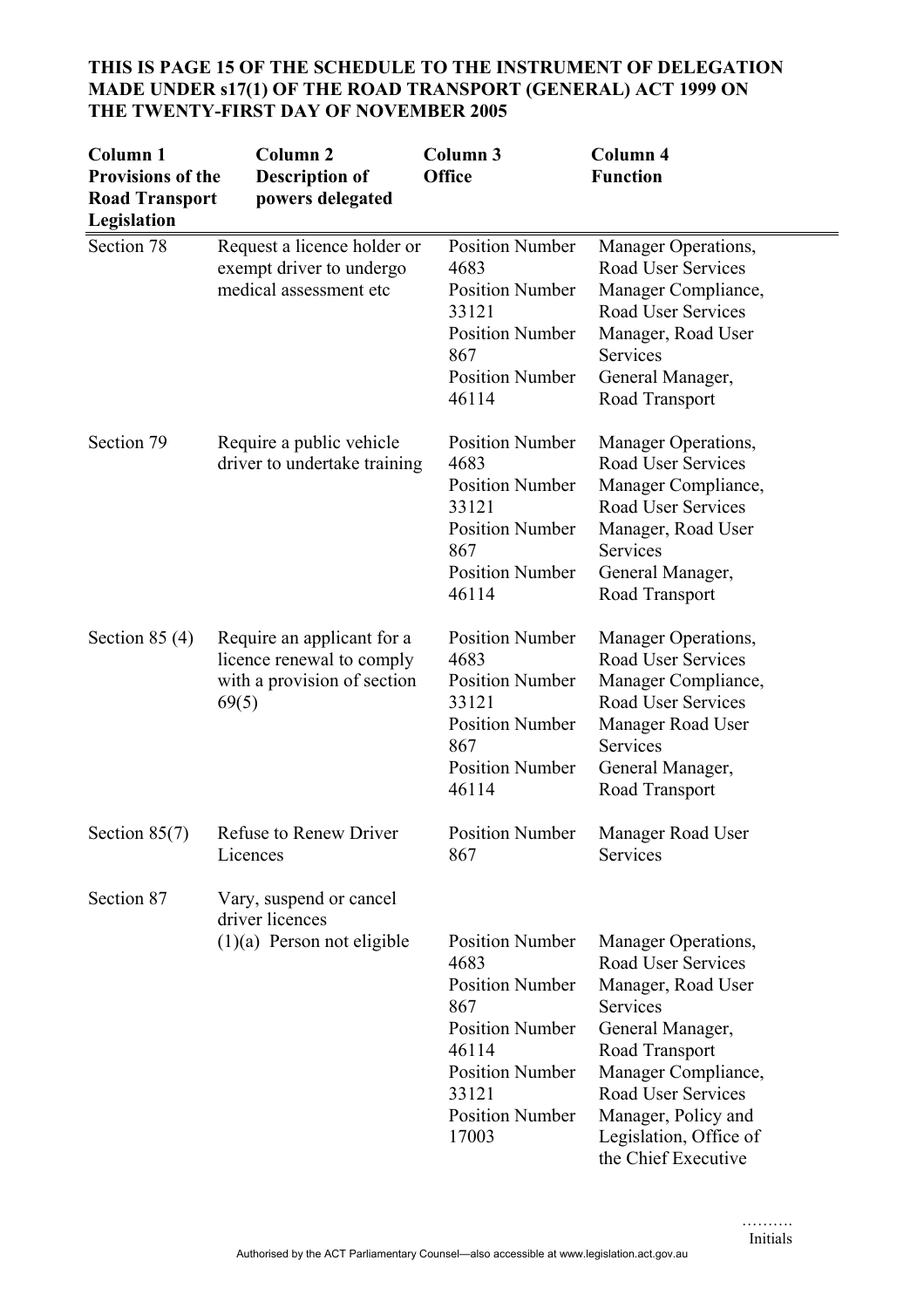**THIS IS PAGE 15 OF THE SCHEDULE TO THE INSTRUMENT OF DELEGATION MADE UNDER s17(1) OF THE ROAD TRANSPORT (GENERAL) ACT 1999 ON THE TWENTY-FIRST DAY OF NOVEMBER 2005**

| Column 1 Provisions of the Road Transport Legislation | Column 2 Description of powers delegated | Column 3 Office | Column 4 Function |
|---|---|---|---|
| Section 78 | Request a licence holder or exempt driver to undergo medical assessment etc | Position Number 4683<br>Position Number 33121<br>Position Number 867<br>Position Number 46114 | Manager Operations, Road User Services<br>Manager Compliance, Road User Services<br>Manager, Road User Services<br>General Manager, Road Transport |
| Section 79 | Require a public vehicle driver to undertake training | Position Number 4683<br>Position Number 33121<br>Position Number 867<br>Position Number 46114 | Manager Operations, Road User Services<br>Manager Compliance, Road User Services<br>Manager, Road User Services<br>General Manager, Road Transport |
| Section 85 (4) | Require an applicant for a licence renewal to comply with a provision of section 69(5) | Position Number 4683<br>Position Number 33121<br>Position Number 867<br>Position Number 46114 | Manager Operations, Road User Services<br>Manager Compliance, Road User Services<br>Manager Road User Services<br>General Manager, Road Transport |
| Section 85(7) | Refuse to Renew Driver Licences | Position Number 867 | Manager Road User Services |
| Section 87 | Vary, suspend or cancel driver licences | | |
| | (1)(a) Person not eligible | Position Number 4683<br>Position Number 867<br>Position Number 46114<br>Position Number 33121<br>Position Number 17003 | Manager Operations, Road User Services<br>Manager, Road User Services<br>General Manager, Road Transport<br>Manager Compliance, Road User Services<br>Manager, Policy and Legislation, Office of the Chief Executive |

……….
Initials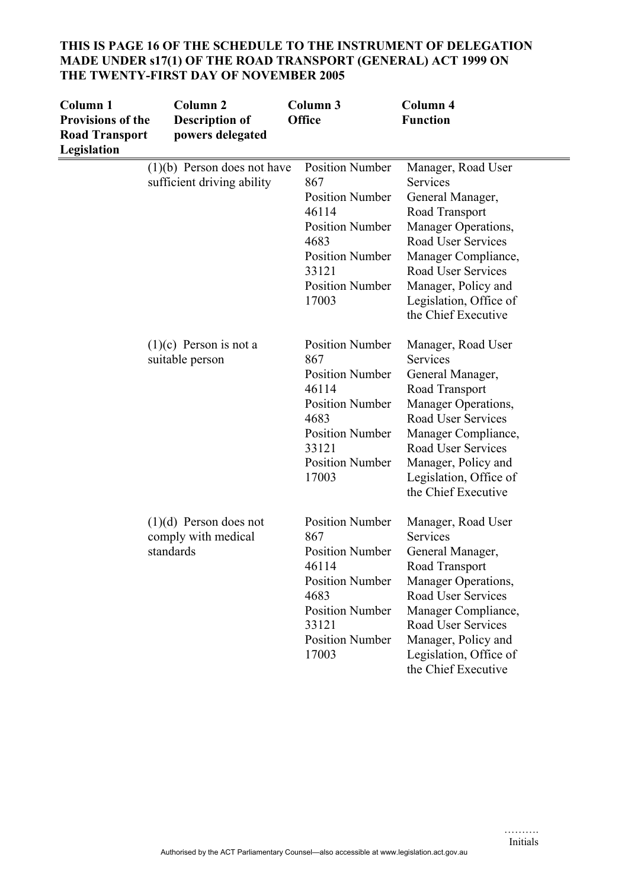**THIS IS PAGE 16 OF THE SCHEDULE TO THE INSTRUMENT OF DELEGATION MADE UNDER s17(1) OF THE ROAD TRANSPORT (GENERAL) ACT 1999 ON THE TWENTY-FIRST DAY OF NOVEMBER 2005**

| Column 1 Provisions of the Road Transport Legislation | Column 2 Description of powers delegated | Column 3 Office | Column 4 Function |
|---|---|---|---|
| | (1)(b) Person does not have sufficient driving ability | Position Number 867 | Manager, Road User Services |
| | | Position Number 46114 | General Manager, Road Transport |
| | | Position Number 4683 | Manager Operations, Road User Services |
| | | Position Number 33121 | Manager Compliance, Road User Services |
| | | Position Number 17003 | Manager, Policy and Legislation, Office of the Chief Executive |
| | (1)(c) Person is not a suitable person | Position Number 867 | Manager, Road User Services |
| | | Position Number 46114 | General Manager, Road Transport |
| | | Position Number 4683 | Manager Operations, Road User Services |
| | | Position Number 33121 | Manager Compliance, Road User Services |
| | | Position Number 17003 | Manager, Policy and Legislation, Office of the Chief Executive |
| | (1)(d) Person does not comply with medical standards | Position Number 867 | Manager, Road User Services |
| | | Position Number 46114 | General Manager, Road Transport |
| | | Position Number 4683 | Manager Operations, Road User Services |
| | | Position Number 33121 | Manager Compliance, Road User Services |
| | | Position Number 17003 | Manager, Policy and Legislation, Office of the Chief Executive |

……….
Initials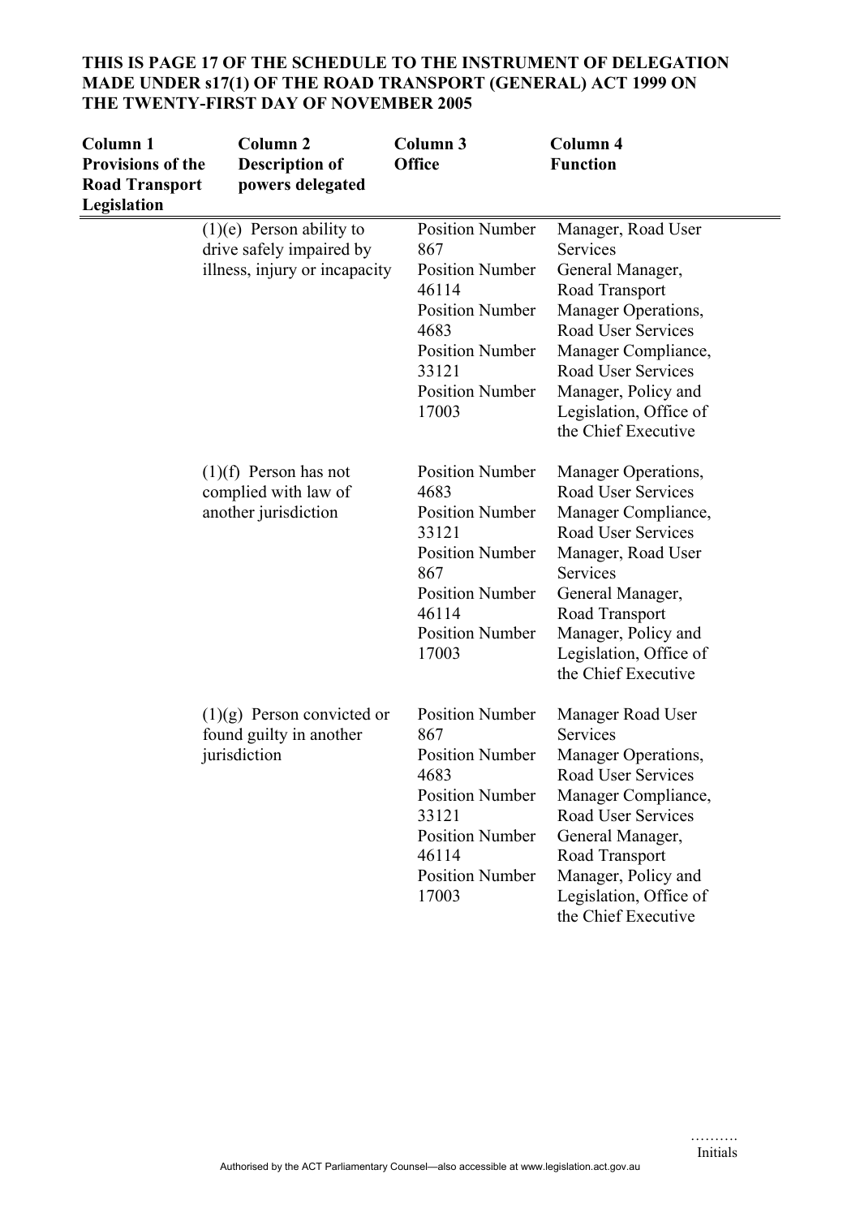**THIS IS PAGE 17 OF THE SCHEDULE TO THE INSTRUMENT OF DELEGATION MADE UNDER s17(1) OF THE ROAD TRANSPORT (GENERAL) ACT 1999 ON THE TWENTY-FIRST DAY OF NOVEMBER 2005**

| Column 1 Provisions of the Road Transport Legislation | Column 2 Description of powers delegated | Column 3 Office | Column 4 Function |
|---|---|---|---|
| | (1)(e) Person ability to drive safely impaired by illness, injury or incapacity | Position Number 867<br>Position Number 46114<br>Position Number 4683<br>Position Number 33121<br>Position Number 17003 | Manager, Road User Services<br>General Manager, Road Transport<br>Manager Operations, Road User Services<br>Manager Compliance, Road User Services<br>Manager, Policy and Legislation, Office of the Chief Executive |
| | (1)(f) Person has not complied with law of another jurisdiction | Position Number 4683<br>Position Number 33121<br>Position Number 867<br>Position Number 46114<br>Position Number 17003 | Manager Operations, Road User Services<br>Manager Compliance, Road User Services<br>Manager, Road User Services<br>General Manager, Road Transport<br>Manager, Policy and Legislation, Office of the Chief Executive |
| | (1)(g) Person convicted or found guilty in another jurisdiction | Position Number 867<br>Position Number 4683<br>Position Number 33121<br>Position Number 46114<br>Position Number 17003 | Manager Road User Services<br>Manager Operations, Road User Services<br>Manager Compliance, Road User Services<br>General Manager, Road Transport<br>Manager, Policy and Legislation, Office of the Chief Executive |

……….
Initials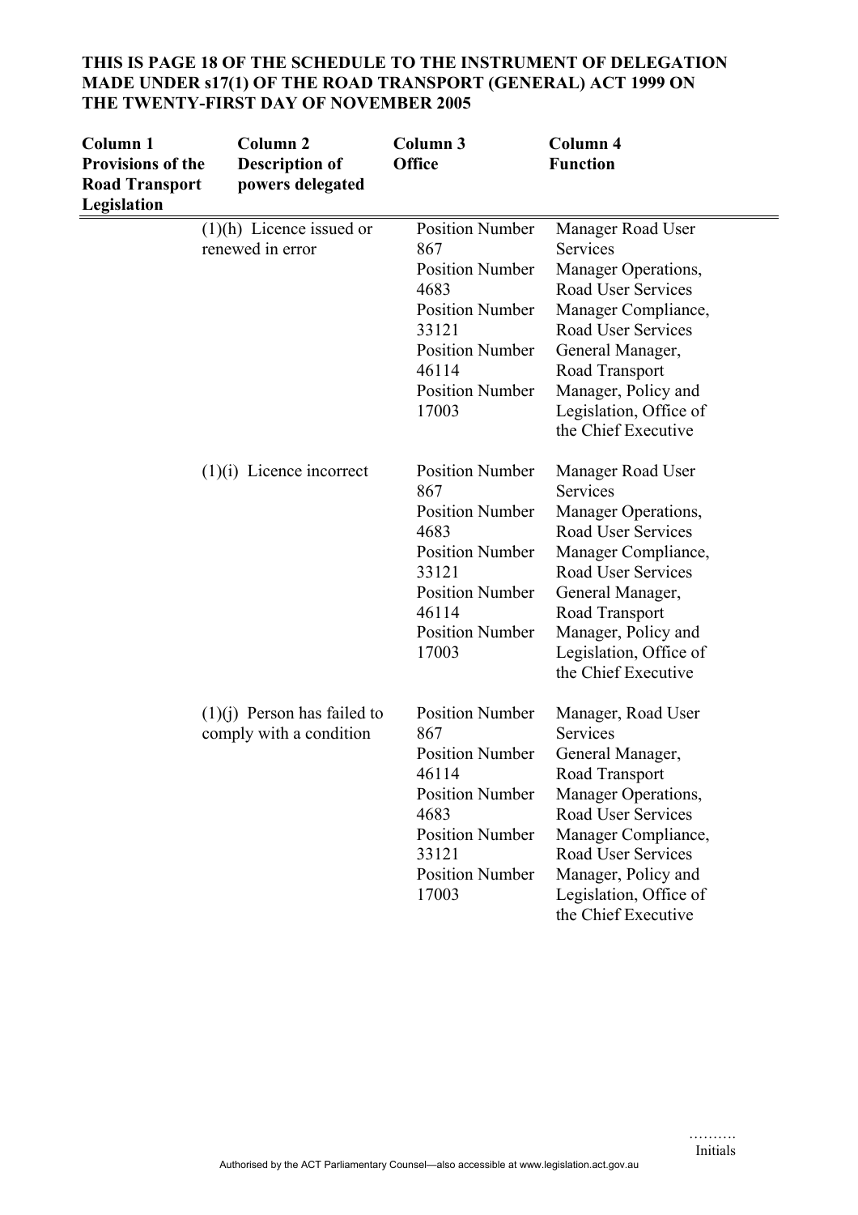**THIS IS PAGE 18 OF THE SCHEDULE TO THE INSTRUMENT OF DELEGATION MADE UNDER s17(1) OF THE ROAD TRANSPORT (GENERAL) ACT 1999 ON THE TWENTY-FIRST DAY OF NOVEMBER 2005**

| Column 1 Provisions of the Road Transport Legislation | Column 2 Description of powers delegated | Column 3 Office | Column 4 Function |
|---|---|---|---|
| | (1)(h) Licence issued or renewed in error | Position Number 867<br>Position Number 4683<br>Position Number 33121<br>Position Number 46114<br>Position Number 17003 | Manager Road User Services<br>Manager Operations, Road User Services<br>Manager Compliance, Road User Services<br>General Manager, Road Transport<br>Manager, Policy and Legislation, Office of the Chief Executive |
| | (1)(i) Licence incorrect | Position Number 867<br>Position Number 4683<br>Position Number 33121<br>Position Number 46114<br>Position Number 17003 | Manager Road User Services<br>Manager Operations, Road User Services<br>Manager Compliance, Road User Services<br>General Manager, Road Transport<br>Manager, Policy and Legislation, Office of the Chief Executive |
| | (1)(j) Person has failed to comply with a condition | Position Number 867<br>Position Number 46114<br>Position Number 4683<br>Position Number 33121<br>Position Number 17003 | Manager, Road User Services<br>General Manager, Road Transport<br>Manager Operations, Road User Services<br>Manager Compliance, Road User Services<br>Manager, Policy and Legislation, Office of the Chief Executive |

……….
Initials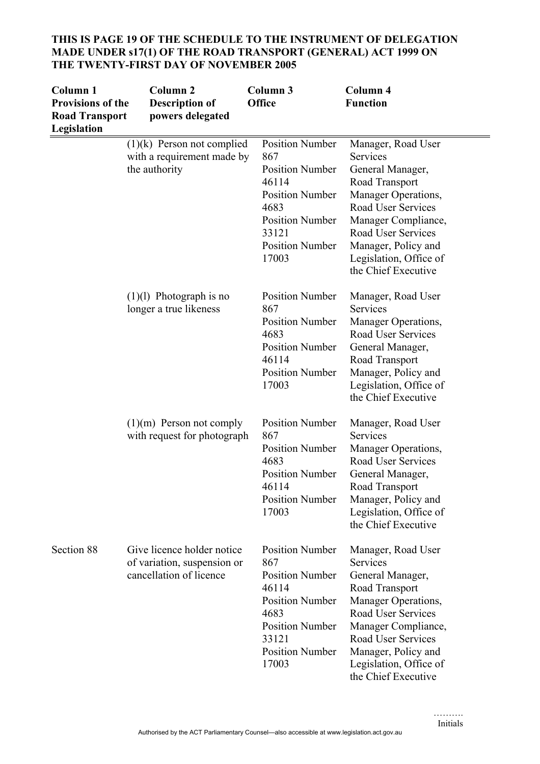**THIS IS PAGE 19 OF THE SCHEDULE TO THE INSTRUMENT OF DELEGATION MADE UNDER s17(1) OF THE ROAD TRANSPORT (GENERAL) ACT 1999 ON THE TWENTY-FIRST DAY OF NOVEMBER 2005**

| Column 1 Provisions of the Road Transport Legislation | Column 2 Description of powers delegated | Column 3 Office | Column 4 Function |
|---|---|---|---|
| | (1)(k) Person not complied with a requirement made by the authority | Position Number 867<br>Position Number 46114<br>Position Number 4683<br>Position Number 33121<br>Position Number 17003 | Manager, Road User Services<br>General Manager, Road Transport<br>Manager Operations, Road User Services<br>Manager Compliance, Road User Services<br>Manager, Policy and Legislation, Office of the Chief Executive |
| | (1)(l) Photograph is no longer a true likeness | Position Number 867<br>Position Number 4683<br>Position Number 46114<br>Position Number 17003 | Manager, Road User Services<br>Manager Operations, Road User Services<br>General Manager, Road Transport<br>Manager, Policy and Legislation, Office of the Chief Executive |
| | (1)(m) Person not comply with request for photograph | Position Number 867<br>Position Number 4683<br>Position Number 46114<br>Position Number 17003 | Manager, Road User Services<br>Manager Operations, Road User Services<br>General Manager, Road Transport<br>Manager, Policy and Legislation, Office of the Chief Executive |
| Section 88 | Give licence holder notice of variation, suspension or cancellation of licence | Position Number 867<br>Position Number 46114<br>Position Number 4683<br>Position Number 33121<br>Position Number 17003 | Manager, Road User Services<br>General Manager, Road Transport<br>Manager Operations, Road User Services<br>Manager Compliance, Road User Services<br>Manager, Policy and Legislation, Office of the Chief Executive |

……….
Initials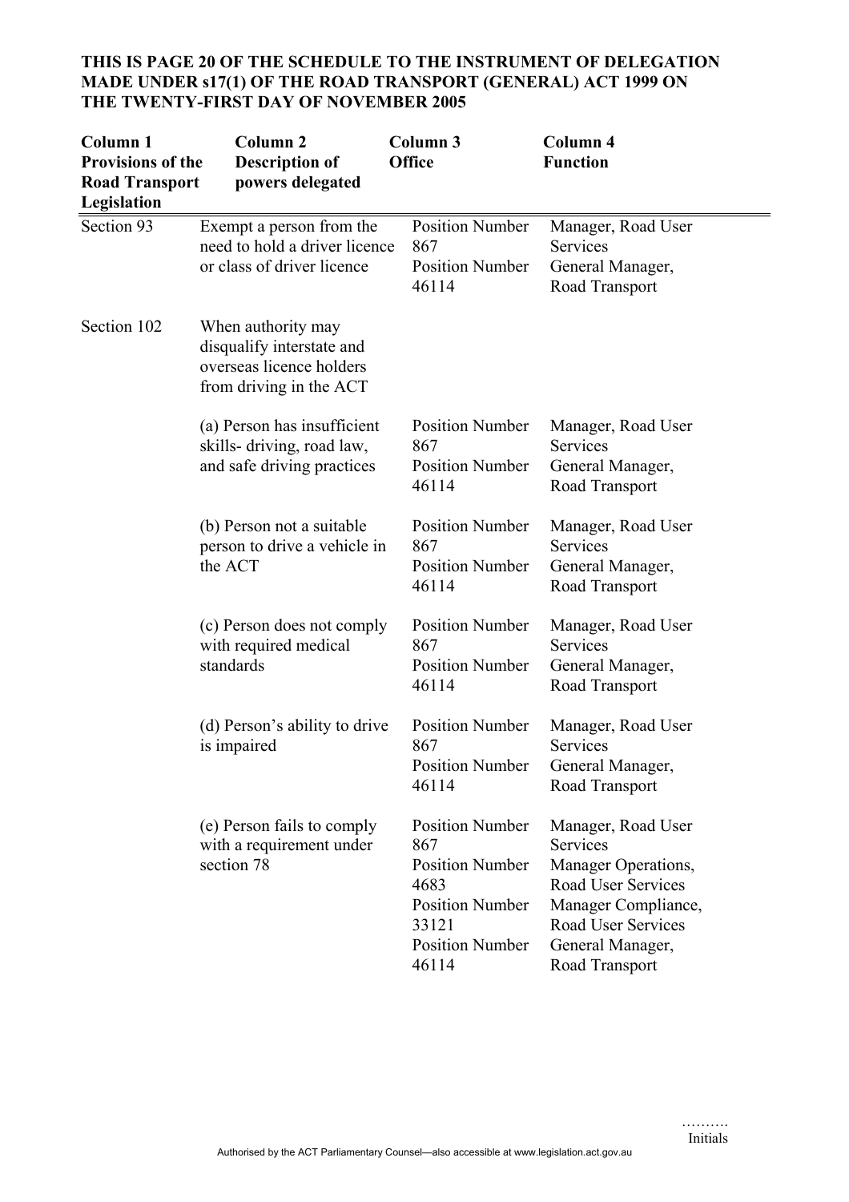**THIS IS PAGE 20 OF THE SCHEDULE TO THE INSTRUMENT OF DELEGATION MADE UNDER s17(1) OF THE ROAD TRANSPORT (GENERAL) ACT 1999 ON THE TWENTY-FIRST DAY OF NOVEMBER 2005**

| Column 1 Provisions of the Road Transport Legislation | Column 2 Description of powers delegated | Column 3 Office | Column 4 Function |
|---|---|---|---|
| Section 93 | Exempt a person from the need to hold a driver licence or class of driver licence | Position Number 867<br>Position Number 46114 | Manager, Road User Services<br>General Manager, Road Transport |
| Section 102 | When authority may disqualify interstate and overseas licence holders from driving in the ACT | | |
| | (a) Person has insufficient skills- driving, road law, and safe driving practices | Position Number 867<br>Position Number 46114 | Manager, Road User Services<br>General Manager, Road Transport |
| | (b) Person not a suitable person to drive a vehicle in the ACT | Position Number 867<br>Position Number 46114 | Manager, Road User Services<br>General Manager, Road Transport |
| | (c) Person does not comply with required medical standards | Position Number 867<br>Position Number 46114 | Manager, Road User Services<br>General Manager, Road Transport |
| | (d) Person's ability to drive is impaired | Position Number 867<br>Position Number 46114 | Manager, Road User Services<br>General Manager, Road Transport |
| | (e) Person fails to comply with a requirement under section 78 | Position Number 867<br>Position Number 4683<br>Position Number 33121<br>Position Number 46114 | Manager, Road User Services<br>Manager Operations, Road User Services<br>Manager Compliance, Road User Services<br>General Manager, Road Transport |

……….
Initials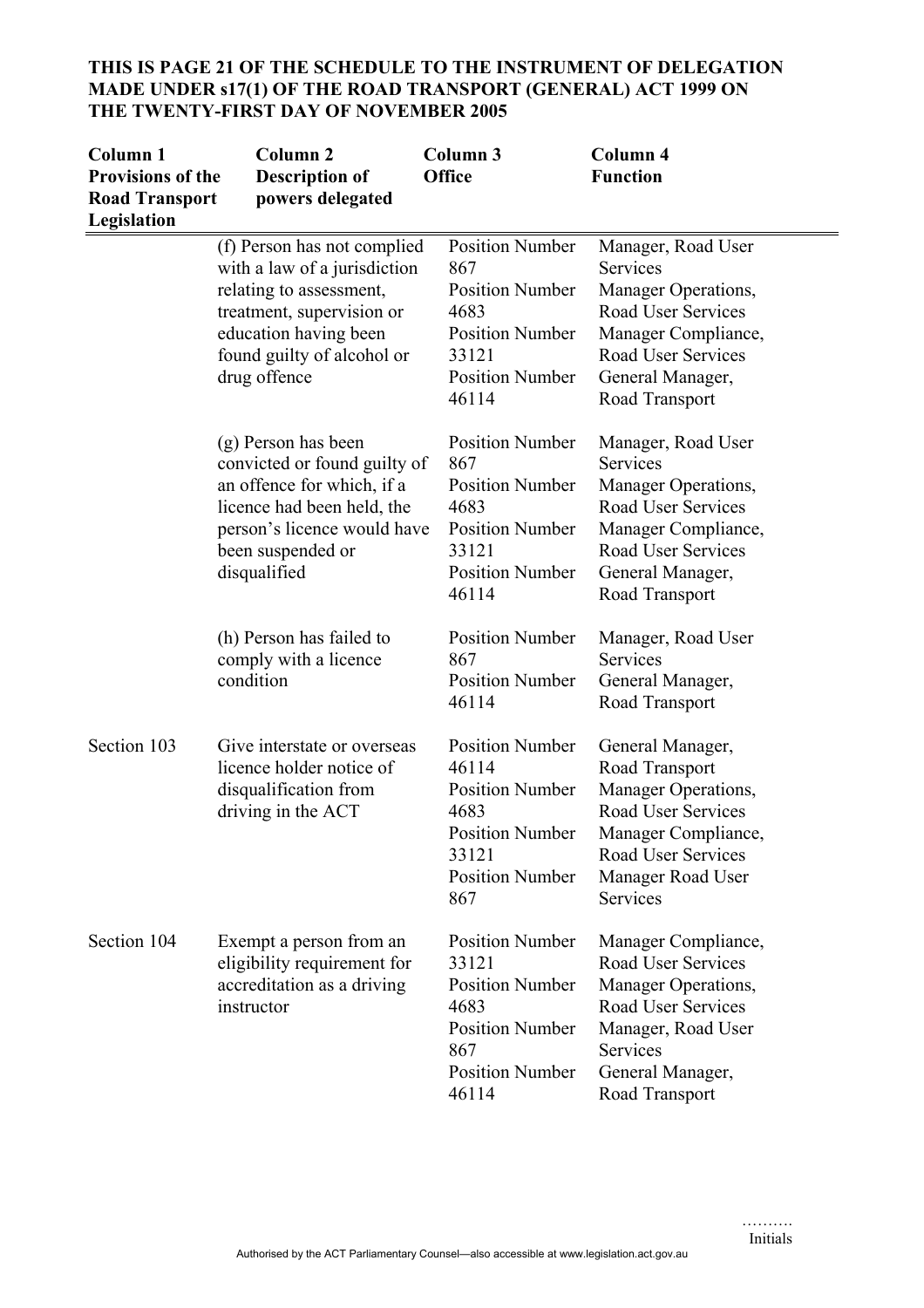**THIS IS PAGE 21 OF THE SCHEDULE TO THE INSTRUMENT OF DELEGATION MADE UNDER s17(1) OF THE ROAD TRANSPORT (GENERAL) ACT 1999 ON THE TWENTY-FIRST DAY OF NOVEMBER 2005**

| Column 1 Provisions of the Road Transport Legislation | Column 2 Description of powers delegated | Column 3 Office | Column 4 Function |
|---|---|---|---|
| | (f) Person has not complied with a law of a jurisdiction relating to assessment, treatment, supervision or education having been found guilty of alcohol or drug offence | Position Number 867<br>Position Number 4683<br>Position Number 33121<br>Position Number 46114 | Manager, Road User Services<br>Manager Operations, Road User Services<br>Manager Compliance, Road User Services<br>General Manager, Road Transport |
| | (g) Person has been convicted or found guilty of an offence for which, if a licence had been held, the person's licence would have been suspended or disqualified | Position Number 867<br>Position Number 4683<br>Position Number 33121<br>Position Number 46114 | Manager, Road User Services<br>Manager Operations, Road User Services<br>Manager Compliance, Road User Services<br>General Manager, Road Transport |
| | (h) Person has failed to comply with a licence condition | Position Number 867<br>Position Number 46114 | Manager, Road User Services<br>General Manager, Road Transport |
| Section 103 | Give interstate or overseas licence holder notice of disqualification from driving in the ACT | Position Number 46114<br>Position Number 4683<br>Position Number 33121<br>Position Number 867 | General Manager, Road Transport<br>Manager Operations, Road User Services<br>Manager Compliance, Road User Services<br>Manager Road User Services |
| Section 104 | Exempt a person from an eligibility requirement for accreditation as a driving instructor | Position Number 33121<br>Position Number 4683<br>Position Number 867<br>Position Number 46114 | Manager Compliance, Road User Services<br>Manager Operations, Road User Services<br>Manager, Road User Services<br>General Manager, Road Transport |

……….
Initials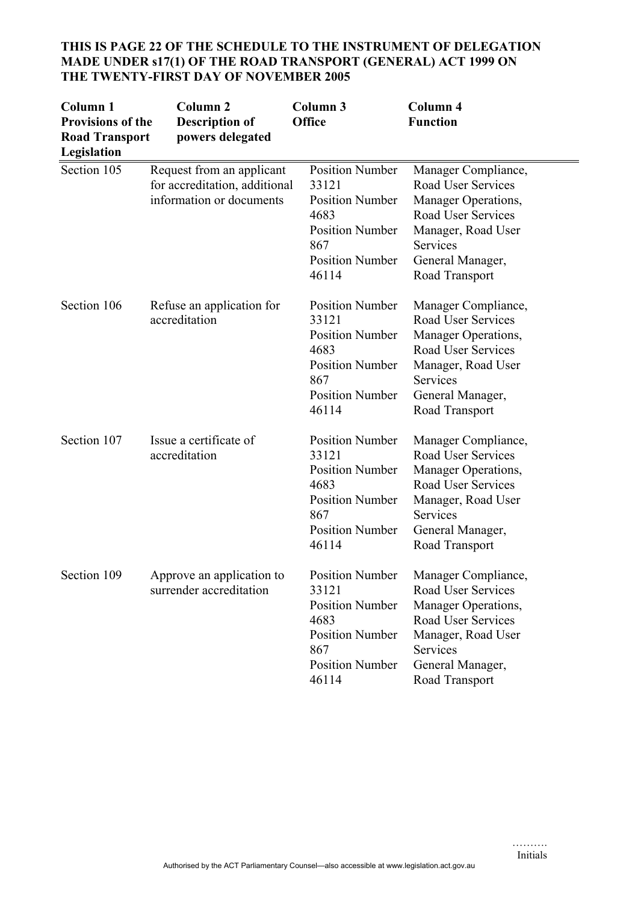**THIS IS PAGE 22 OF THE SCHEDULE TO THE INSTRUMENT OF DELEGATION MADE UNDER s17(1) OF THE ROAD TRANSPORT (GENERAL) ACT 1999 ON THE TWENTY-FIRST DAY OF NOVEMBER 2005**

| Column 1 Provisions of the Road Transport Legislation | Column 2 Description of powers delegated | Column 3 Office | Column 4 Function |
|---|---|---|---|
| Section 105 | Request from an applicant for accreditation, additional information or documents | Position Number 33121<br>Position Number 4683<br>Position Number 867<br>Position Number 46114 | Manager Compliance, Road User Services<br>Manager Operations, Road User Services<br>Manager, Road User Services<br>General Manager, Road Transport |
| Section 106 | Refuse an application for accreditation | Position Number 33121<br>Position Number 4683<br>Position Number 867<br>Position Number 46114 | Manager Compliance, Road User Services<br>Manager Operations, Road User Services<br>Manager, Road User Services<br>General Manager, Road Transport |
| Section 107 | Issue a certificate of accreditation | Position Number 33121<br>Position Number 4683<br>Position Number 867<br>Position Number 46114 | Manager Compliance, Road User Services<br>Manager Operations, Road User Services<br>Manager, Road User Services<br>General Manager, Road Transport |
| Section 109 | Approve an application to surrender accreditation | Position Number 33121<br>Position Number 4683<br>Position Number 867<br>Position Number 46114 | Manager Compliance, Road User Services<br>Manager Operations, Road User Services<br>Manager, Road User Services<br>General Manager, Road Transport |

……….
Initials

Authorised by the ACT Parliamentary Counsel—also accessible at www.legislation.act.gov.au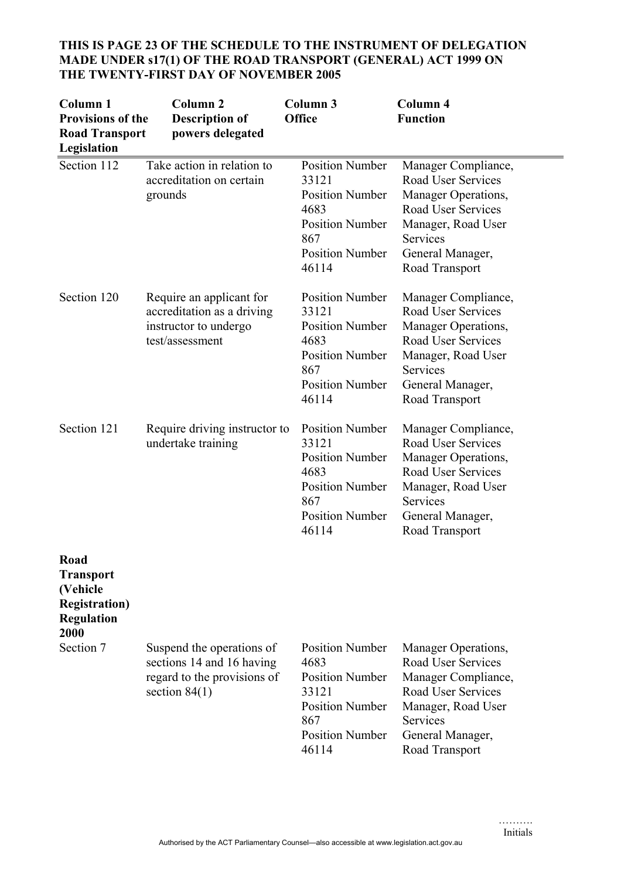**THIS IS PAGE 23 OF THE SCHEDULE TO THE INSTRUMENT OF DELEGATION MADE UNDER s17(1) OF THE ROAD TRANSPORT (GENERAL) ACT 1999 ON THE TWENTY-FIRST DAY OF NOVEMBER 2005**

| Column 1 Provisions of the Road Transport Legislation | Column 2 Description of powers delegated | Column 3 Office | Column 4 Function |
|---|---|---|---|
| Section 112 | Take action in relation to accreditation on certain grounds | Position Number 33121<br>Position Number 4683<br>Position Number 867<br>Position Number 46114 | Manager Compliance, Road User Services<br>Manager Operations, Road User Services<br>Manager, Road User Services<br>General Manager, Road Transport |
| Section 120 | Require an applicant for accreditation as a driving instructor to undergo test/assessment | Position Number 33121<br>Position Number 4683<br>Position Number 867<br>Position Number 46114 | Manager Compliance, Road User Services<br>Manager Operations, Road User Services<br>Manager, Road User Services<br>General Manager, Road Transport |
| Section 121 | Require driving instructor to undertake training | Position Number 33121<br>Position Number 4683<br>Position Number 867<br>Position Number 46114 | Manager Compliance, Road User Services<br>Manager Operations, Road User Services<br>Manager, Road User Services<br>General Manager, Road Transport |
| **Road Transport (Vehicle Registration) Regulation 2000** | | | |
| Section 7 | Suspend the operations of sections 14 and 16 having regard to the provisions of section 84(1) | Position Number 4683<br>Position Number 33121<br>Position Number 867<br>Position Number 46114 | Manager Operations, Road User Services<br>Manager Compliance, Road User Services<br>Manager, Road User Services<br>General Manager, Road Transport |

……….
Initials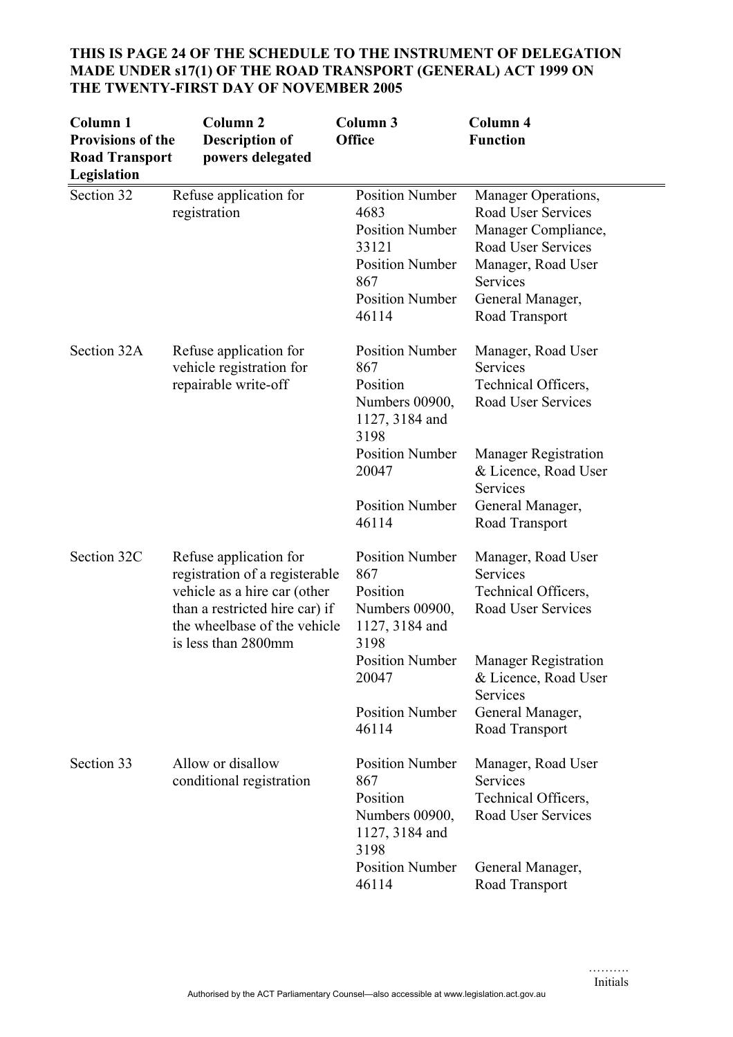**THIS IS PAGE 24 OF THE SCHEDULE TO THE INSTRUMENT OF DELEGATION MADE UNDER s17(1) OF THE ROAD TRANSPORT (GENERAL) ACT 1999 ON THE TWENTY-FIRST DAY OF NOVEMBER 2005**

| Column 1 Provisions of the Road Transport Legislation | Column 2 Description of powers delegated | Column 3 Office | Column 4 Function |
|---|---|---|---|
| Section 32 | Refuse application for registration | Position Number 4683 | Manager Operations, Road User Services |
| | | Position Number 33121 | Manager Compliance, Road User Services |
| | | Position Number 867 | Manager, Road User Services |
| | | Position Number 46114 | General Manager, Road Transport |
| Section 32A | Refuse application for vehicle registration for repairable write-off | Position Number 867 | Manager, Road User Services |
| | | Position Numbers 00900, 1127, 3184 and 3198 | Technical Officers, Road User Services |
| | | Position Number 20047 | Manager Registration & Licence, Road User Services |
| | | Position Number 46114 | General Manager, Road Transport |
| Section 32C | Refuse application for registration of a registerable vehicle as a hire car (other than a restricted hire car) if the wheelbase of the vehicle is less than 2800mm | Position Number 867 | Manager, Road User Services |
| | | Position Numbers 00900, 1127, 3184 and 3198 | Technical Officers, Road User Services |
| | | Position Number 20047 | Manager Registration & Licence, Road User Services |
| | | Position Number 46114 | General Manager, Road Transport |
| Section 33 | Allow or disallow conditional registration | Position Number 867 | Manager, Road User Services |
| | | Position Numbers 00900, 1127, 3184 and 3198 | Technical Officers, Road User Services |
| | | Position Number 46114 | General Manager, Road Transport |

……….
Initials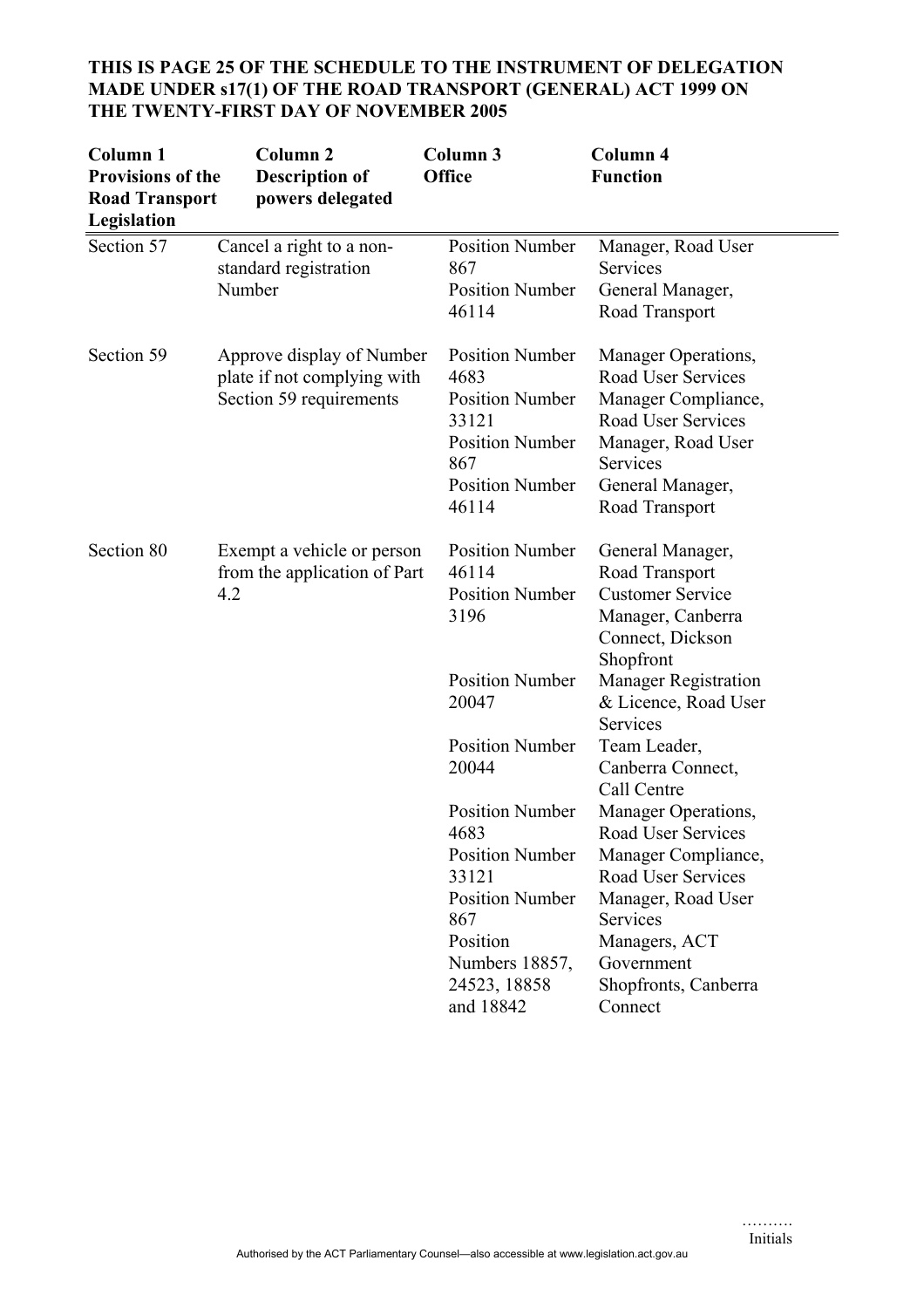**THIS IS PAGE 25 OF THE SCHEDULE TO THE INSTRUMENT OF DELEGATION MADE UNDER s17(1) OF THE ROAD TRANSPORT (GENERAL) ACT 1999 ON THE TWENTY-FIRST DAY OF NOVEMBER 2005**

| Column 1 Provisions of the Road Transport Legislation | Column 2 Description of powers delegated | Column 3 Office | Column 4 Function |
|---|---|---|---|
| Section 57 | Cancel a right to a non-standard registration Number | Position Number 867 | Manager, Road User Services |
| | | Position Number 46114 | General Manager, Road Transport |
| Section 59 | Approve display of Number plate if not complying with Section 59 requirements | Position Number 4683 | Manager Operations, Road User Services |
| | | Position Number 33121 | Manager Compliance, Road User Services |
| | | Position Number 867 | Manager, Road User Services |
| | | Position Number 46114 | General Manager, Road Transport |
| Section 80 | Exempt a vehicle or person from the application of Part 4.2 | Position Number 46114 | General Manager, Road Transport |
| | | Position Number 3196 | Customer Service Manager, Canberra Connect, Dickson Shopfront |
| | | Position Number 20047 | Manager Registration & Licence, Road User Services |
| | | Position Number 20044 | Team Leader, Canberra Connect, Call Centre |
| | | Position Number 4683 | Manager Operations, Road User Services |
| | | Position Number 33121 | Manager Compliance, Road User Services |
| | | Position Number 867 | Manager, Road User Services |
| | | Position Numbers 18857, 24523, 18858 and 18842 | Managers, ACT Government Shopfronts, Canberra Connect |

……….
Initials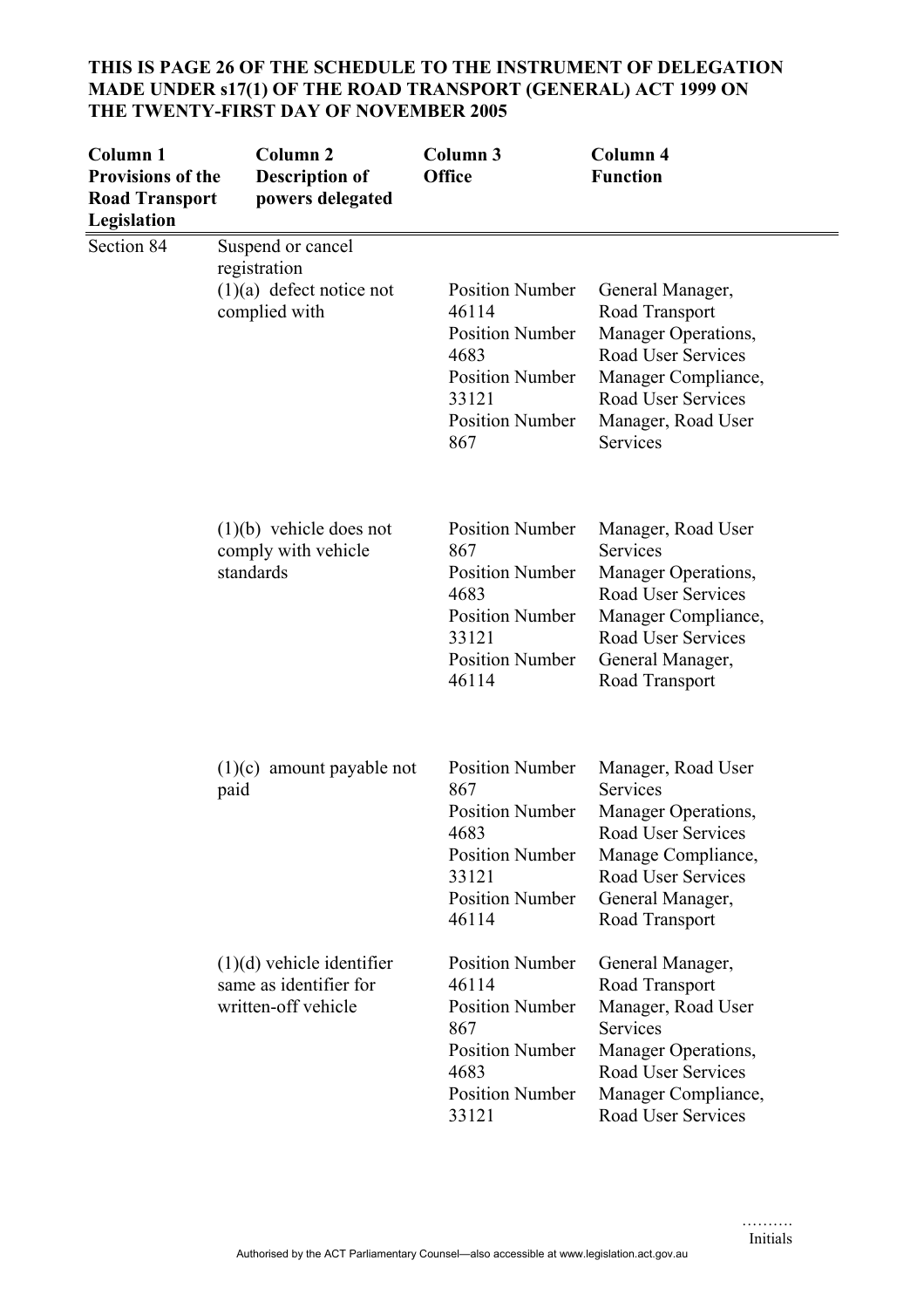**THIS IS PAGE 26 OF THE SCHEDULE TO THE INSTRUMENT OF DELEGATION MADE UNDER s17(1) OF THE ROAD TRANSPORT (GENERAL) ACT 1999 ON THE TWENTY-FIRST DAY OF NOVEMBER 2005**

| Column 1 Provisions of the Road Transport Legislation | Column 2 Description of powers delegated | Column 3 Office | Column 4 Function |
|---|---|---|---|
| Section 84 | Suspend or cancel registration | | |
| | (1)(a) defect notice not complied with | Position Number 46114<br>Position Number 4683<br>Position Number 33121<br>Position Number 867 | General Manager, Road Transport<br>Manager Operations, Road User Services<br>Manager Compliance, Road User Services<br>Manager, Road User Services |
| | (1)(b) vehicle does not comply with vehicle standards | Position Number 867<br>Position Number 4683<br>Position Number 33121<br>Position Number 46114 | Manager, Road User Services<br>Manager Operations, Road User Services<br>Manager Compliance, Road User Services<br>General Manager, Road Transport |
| | (1)(c) amount payable not paid | Position Number 867<br>Position Number 4683<br>Position Number 33121<br>Position Number 46114 | Manager, Road User Services<br>Manager Operations, Road User Services<br>Manage Compliance, Road User Services<br>General Manager, Road Transport |
| | (1)(d) vehicle identifier same as identifier for written-off vehicle | Position Number 46114<br>Position Number 867<br>Position Number 4683<br>Position Number 33121 | General Manager, Road Transport<br>Manager, Road User Services<br>Manager Operations, Road User Services<br>Manager Compliance, Road User Services |

……….
Initials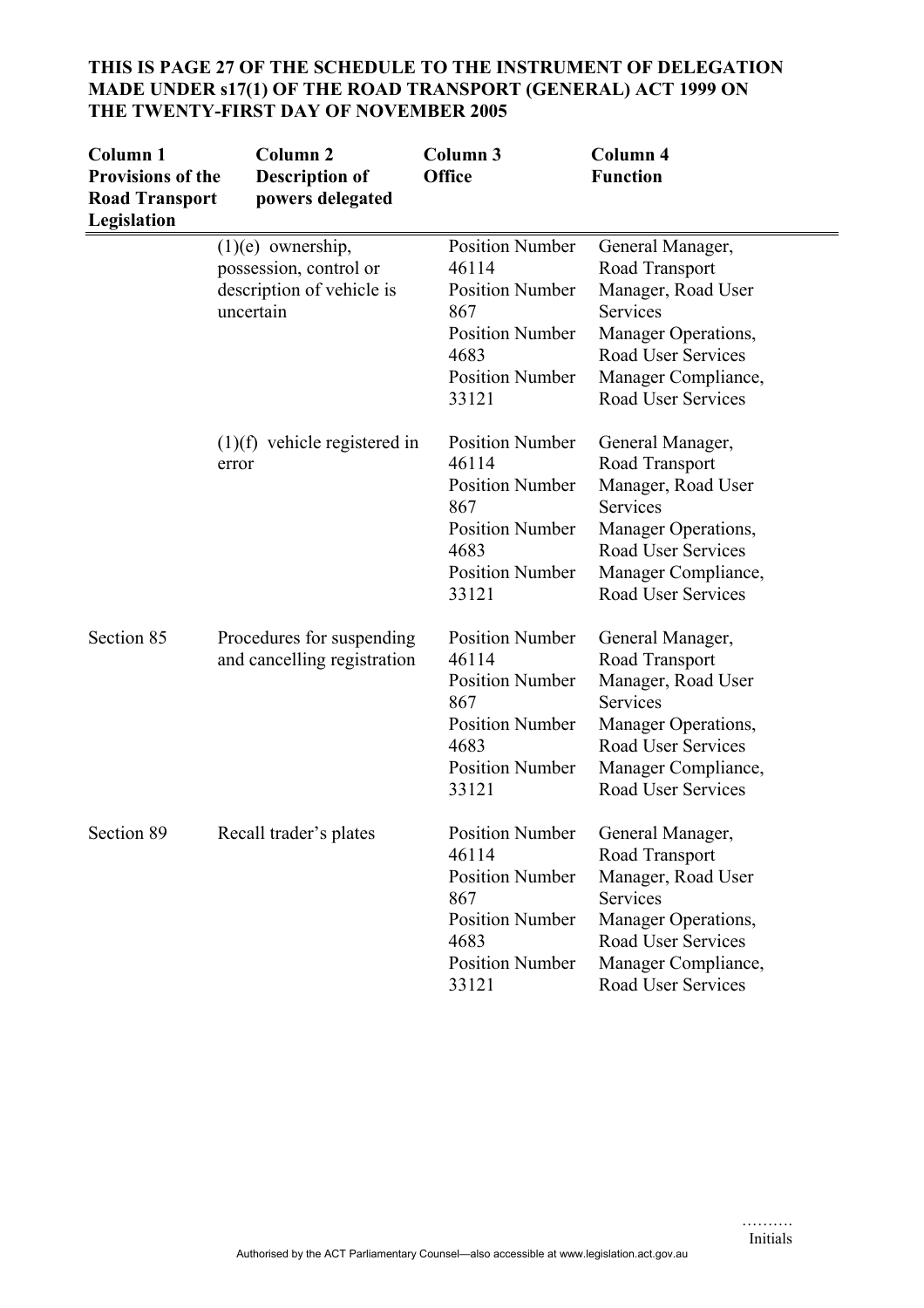**THIS IS PAGE 27 OF THE SCHEDULE TO THE INSTRUMENT OF DELEGATION MADE UNDER s17(1) OF THE ROAD TRANSPORT (GENERAL) ACT 1999 ON THE TWENTY-FIRST DAY OF NOVEMBER 2005**

| Column 1 Provisions of the Road Transport Legislation | Column 2 Description of powers delegated | Column 3 Office | Column 4 Function |
|---|---|---|---|
| | (1)(e) ownership, possession, control or description of vehicle is uncertain | Position Number 46114<br>Position Number 867<br>Position Number 4683<br>Position Number 33121 | General Manager, Road Transport<br>Manager, Road User Services<br>Manager Operations, Road User Services<br>Manager Compliance, Road User Services |
| | (1)(f) vehicle registered in error | Position Number 46114<br>Position Number 867<br>Position Number 4683<br>Position Number 33121 | General Manager, Road Transport<br>Manager, Road User Services<br>Manager Operations, Road User Services<br>Manager Compliance, Road User Services |
| Section 85 | Procedures for suspending and cancelling registration | Position Number 46114<br>Position Number 867<br>Position Number 4683<br>Position Number 33121 | General Manager, Road Transport<br>Manager, Road User Services<br>Manager Operations, Road User Services<br>Manager Compliance, Road User Services |
| Section 89 | Recall trader's plates | Position Number 46114<br>Position Number 867<br>Position Number 4683<br>Position Number 33121 | General Manager, Road Transport<br>Manager, Road User Services<br>Manager Operations, Road User Services<br>Manager Compliance, Road User Services |

……….
Initials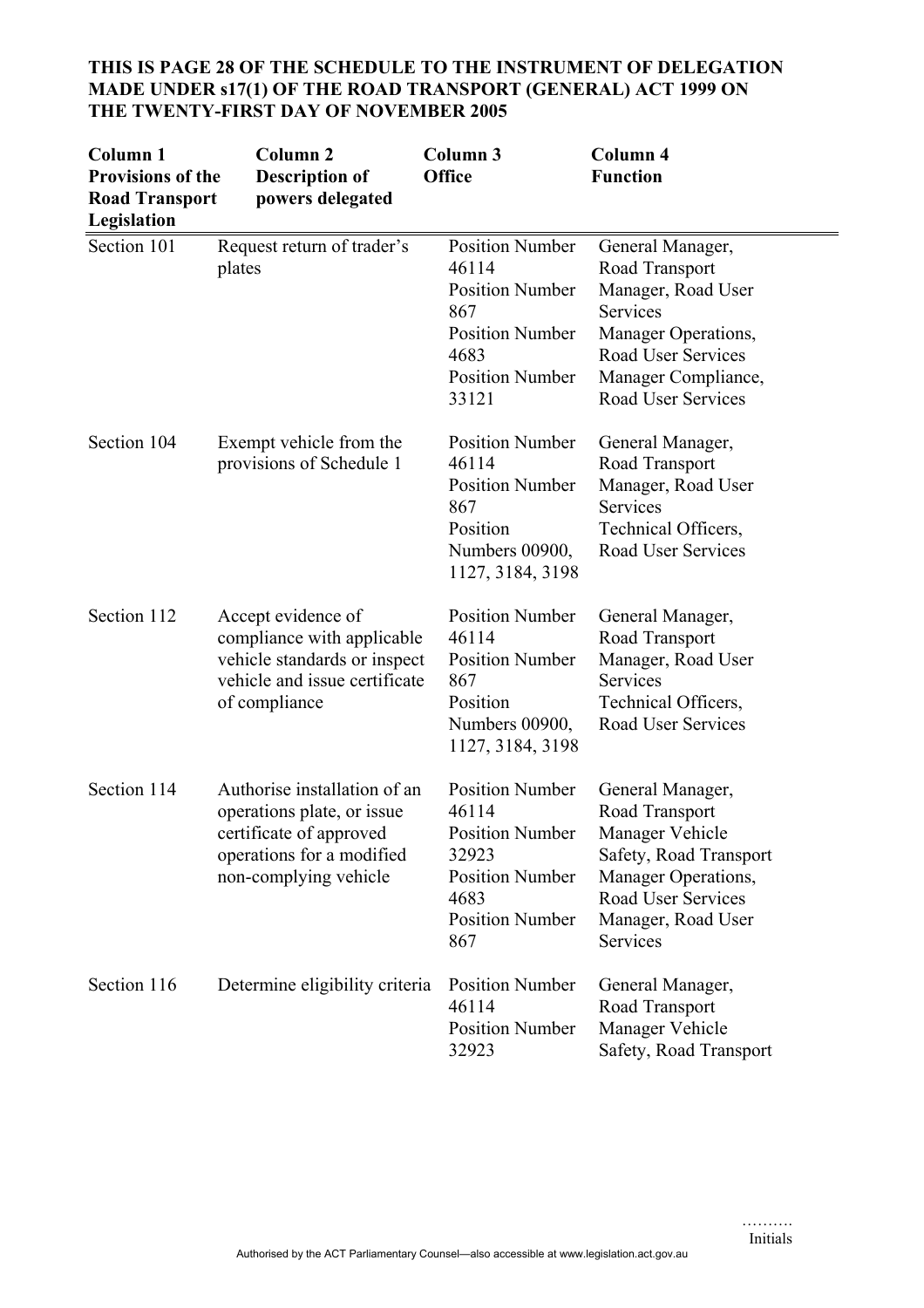**THIS IS PAGE 28 OF THE SCHEDULE TO THE INSTRUMENT OF DELEGATION MADE UNDER s17(1) OF THE ROAD TRANSPORT (GENERAL) ACT 1999 ON THE TWENTY-FIRST DAY OF NOVEMBER 2005**

| Column 1 Provisions of the Road Transport Legislation | Column 2 Description of powers delegated | Column 3 Office | Column 4 Function |
|---|---|---|---|
| Section 101 | Request return of trader's plates | Position Number 46114<br>Position Number 867<br>Position Number 4683<br>Position Number 33121 | General Manager, Road Transport<br>Manager, Road User Services<br>Manager Operations, Road User Services<br>Manager Compliance, Road User Services |
| Section 104 | Exempt vehicle from the provisions of Schedule 1 | Position Number 46114<br>Position Number 867<br>Position Numbers 00900, 1127, 3184, 3198 | General Manager, Road Transport<br>Manager, Road User Services<br>Technical Officers, Road User Services |
| Section 112 | Accept evidence of compliance with applicable vehicle standards or inspect vehicle and issue certificate of compliance | Position Number 46114<br>Position Number 867<br>Position Numbers 00900, 1127, 3184, 3198 | General Manager, Road Transport<br>Manager, Road User Services<br>Technical Officers, Road User Services |
| Section 114 | Authorise installation of an operations plate, or issue certificate of approved operations for a modified non-complying vehicle | Position Number 46114<br>Position Number 32923<br>Position Number 4683<br>Position Number 867 | General Manager, Road Transport<br>Manager Vehicle Safety, Road Transport<br>Manager Operations, Road User Services<br>Manager, Road User Services |
| Section 116 | Determine eligibility criteria | Position Number 46114<br>Position Number 32923 | General Manager, Road Transport<br>Manager Vehicle Safety, Road Transport |

……….
Initials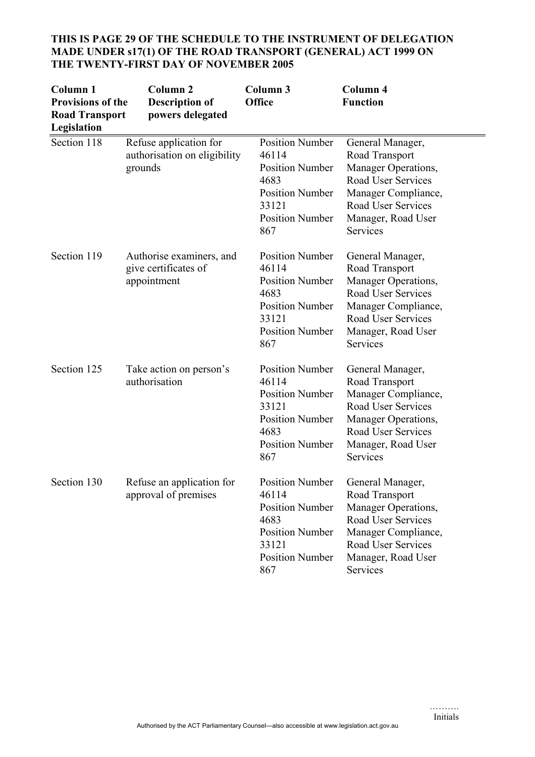**THIS IS PAGE 29 OF THE SCHEDULE TO THE INSTRUMENT OF DELEGATION MADE UNDER s17(1) OF THE ROAD TRANSPORT (GENERAL) ACT 1999 ON THE TWENTY-FIRST DAY OF NOVEMBER 2005**

| Column 1 Provisions of the Road Transport Legislation | Column 2 Description of powers delegated | Column 3 Office | Column 4 Function |
|---|---|---|---|
| Section 118 | Refuse application for authorisation on eligibility grounds | Position Number 46114<br>Position Number 4683<br>Position Number 33121<br>Position Number 867 | General Manager, Road Transport<br>Manager Operations, Road User Services<br>Manager Compliance, Road User Services<br>Manager, Road User Services |
| Section 119 | Authorise examiners, and give certificates of appointment | Position Number 46114<br>Position Number 4683<br>Position Number 33121<br>Position Number 867 | General Manager, Road Transport<br>Manager Operations, Road User Services<br>Manager Compliance, Road User Services<br>Manager, Road User Services |
| Section 125 | Take action on person's authorisation | Position Number 46114<br>Position Number 33121<br>Position Number 4683<br>Position Number 867 | General Manager, Road Transport<br>Manager Compliance, Road User Services<br>Manager Operations, Road User Services<br>Manager, Road User Services |
| Section 130 | Refuse an application for approval of premises | Position Number 46114<br>Position Number 4683<br>Position Number 33121<br>Position Number 867 | General Manager, Road Transport<br>Manager Operations, Road User Services<br>Manager Compliance, Road User Services<br>Manager, Road User Services |

……….
Initials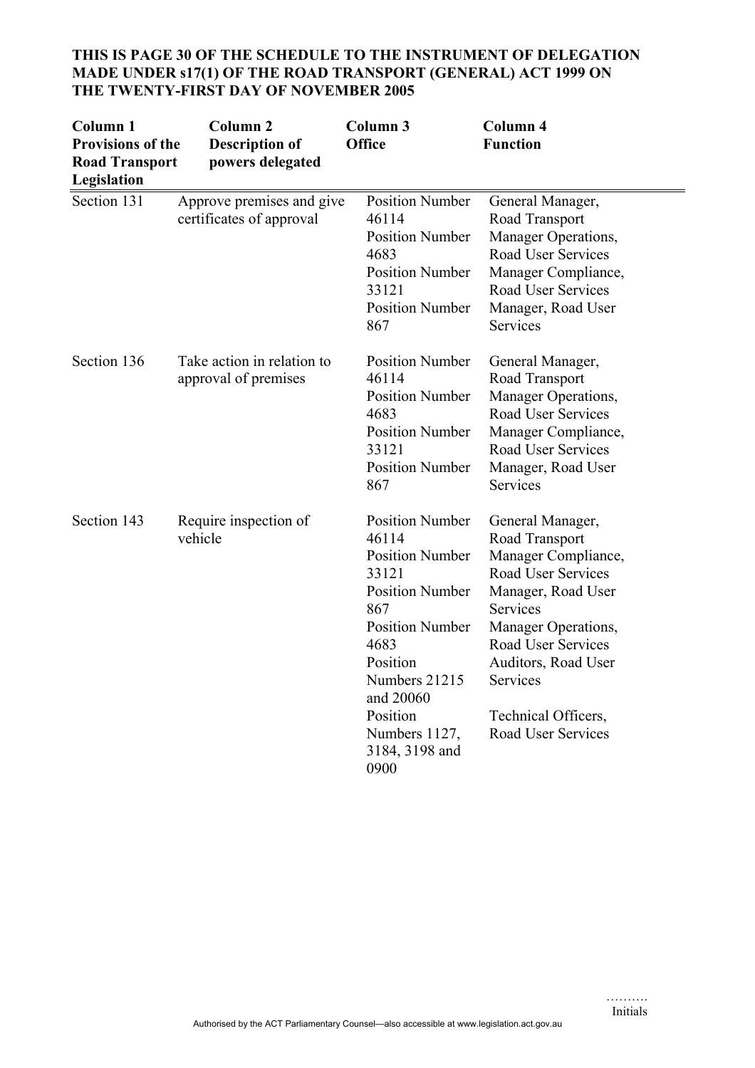**THIS IS PAGE 30 OF THE SCHEDULE TO THE INSTRUMENT OF DELEGATION MADE UNDER s17(1) OF THE ROAD TRANSPORT (GENERAL) ACT 1999 ON THE TWENTY-FIRST DAY OF NOVEMBER 2005**

| Column 1 Provisions of the Road Transport Legislation | Column 2 Description of powers delegated | Column 3 Office | Column 4 Function |
|---|---|---|---|
| Section 131 | Approve premises and give certificates of approval | Position Number 46114<br>Position Number 4683<br>Position Number 33121<br>Position Number 867 | General Manager, Road Transport<br>Manager Operations, Road User Services<br>Manager Compliance, Road User Services<br>Manager, Road User Services |
| Section 136 | Take action in relation to approval of premises | Position Number 46114<br>Position Number 4683<br>Position Number 33121<br>Position Number 867 | General Manager, Road Transport<br>Manager Operations, Road User Services<br>Manager Compliance, Road User Services<br>Manager, Road User Services |
| Section 143 | Require inspection of vehicle | Position Number 46114<br>Position Number 33121<br>Position Number 867<br>Position Number 4683<br>Position Numbers 21215 and 20060<br>Position Numbers 1127, 3184, 3198 and 0900 | General Manager, Road Transport<br>Manager Compliance, Road User Services<br>Manager, Road User Services<br>Manager Operations, Road User Services<br>Auditors, Road User Services<br>Technical Officers, Road User Services |

……….
Initials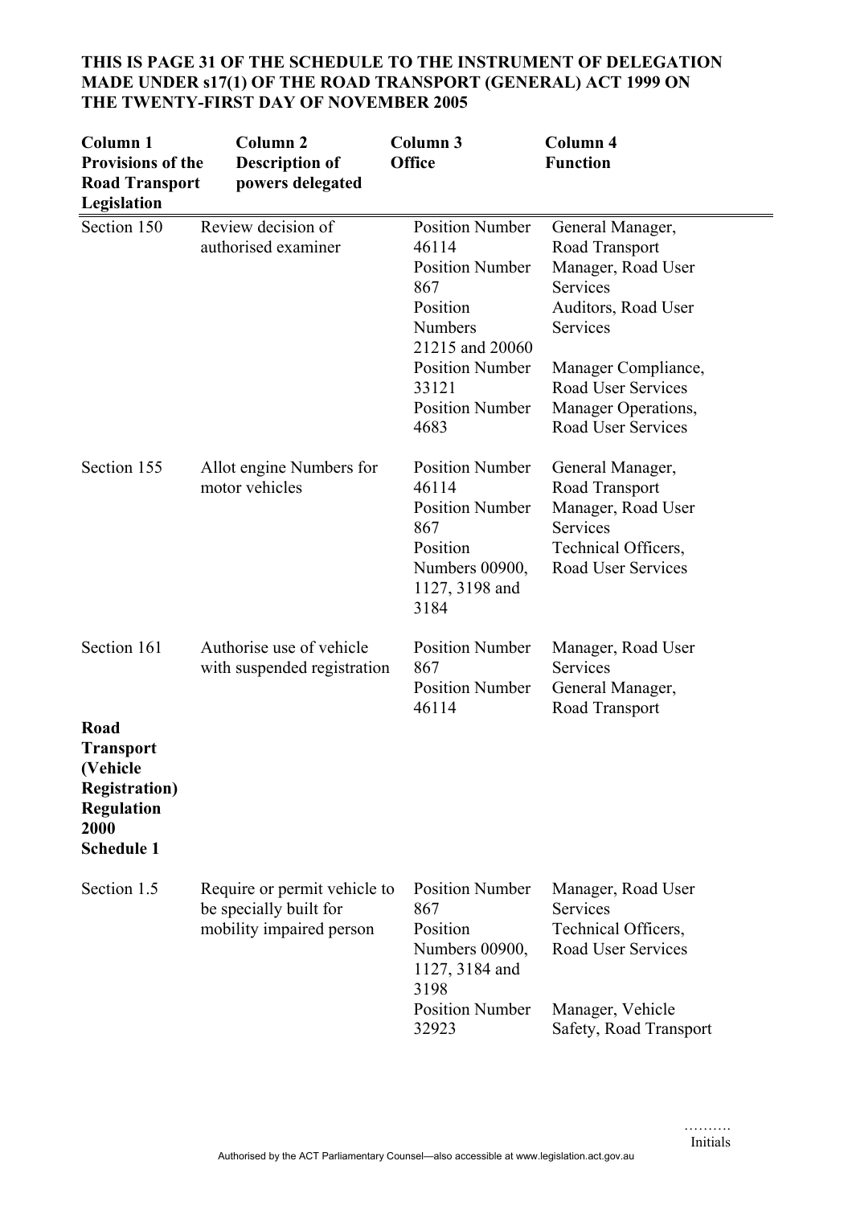**THIS IS PAGE 31 OF THE SCHEDULE TO THE INSTRUMENT OF DELEGATION MADE UNDER s17(1) OF THE ROAD TRANSPORT (GENERAL) ACT 1999 ON THE TWENTY-FIRST DAY OF NOVEMBER 2005**

| **Column 1 Provisions of the Road Transport Legislation** | **Column 2 Description of powers delegated** | **Column 3 Office** | **Column 4 Function** |
|---|---|---|---|
| Section 150 | Review decision of authorised examiner | Position Number 46114 | General Manager, Road Transport |
| | | Position Number 867 | Manager, Road User Services |
| | | Position Numbers 21215 and 20060 | Auditors, Road User Services |
| | | Position Number 33121 | Manager Compliance, Road User Services |
| | | Position Number 4683 | Manager Operations, Road User Services |
| Section 155 | Allot engine Numbers for motor vehicles | Position Number 46114 | General Manager, Road Transport |
| | | Position Number 867 | Manager, Road User Services |
| | | Position Numbers 00900, 1127, 3198 and 3184 | Technical Officers, Road User Services |
| Section 161 | Authorise use of vehicle with suspended registration | Position Number 867 | Manager, Road User Services |
| | | Position Number 46114 | General Manager, Road Transport |
| **Road Transport (Vehicle Registration) Regulation 2000 Schedule 1** | | | |
| Section 1.5 | Require or permit vehicle to be specially built for mobility impaired person | Position Number 867 | Manager, Road User Services |
| | | Position Numbers 00900, 1127, 3184 and 3198 | Technical Officers, Road User Services |
| | | Position Number 32923 | Manager, Vehicle Safety, Road Transport |

……….
Initials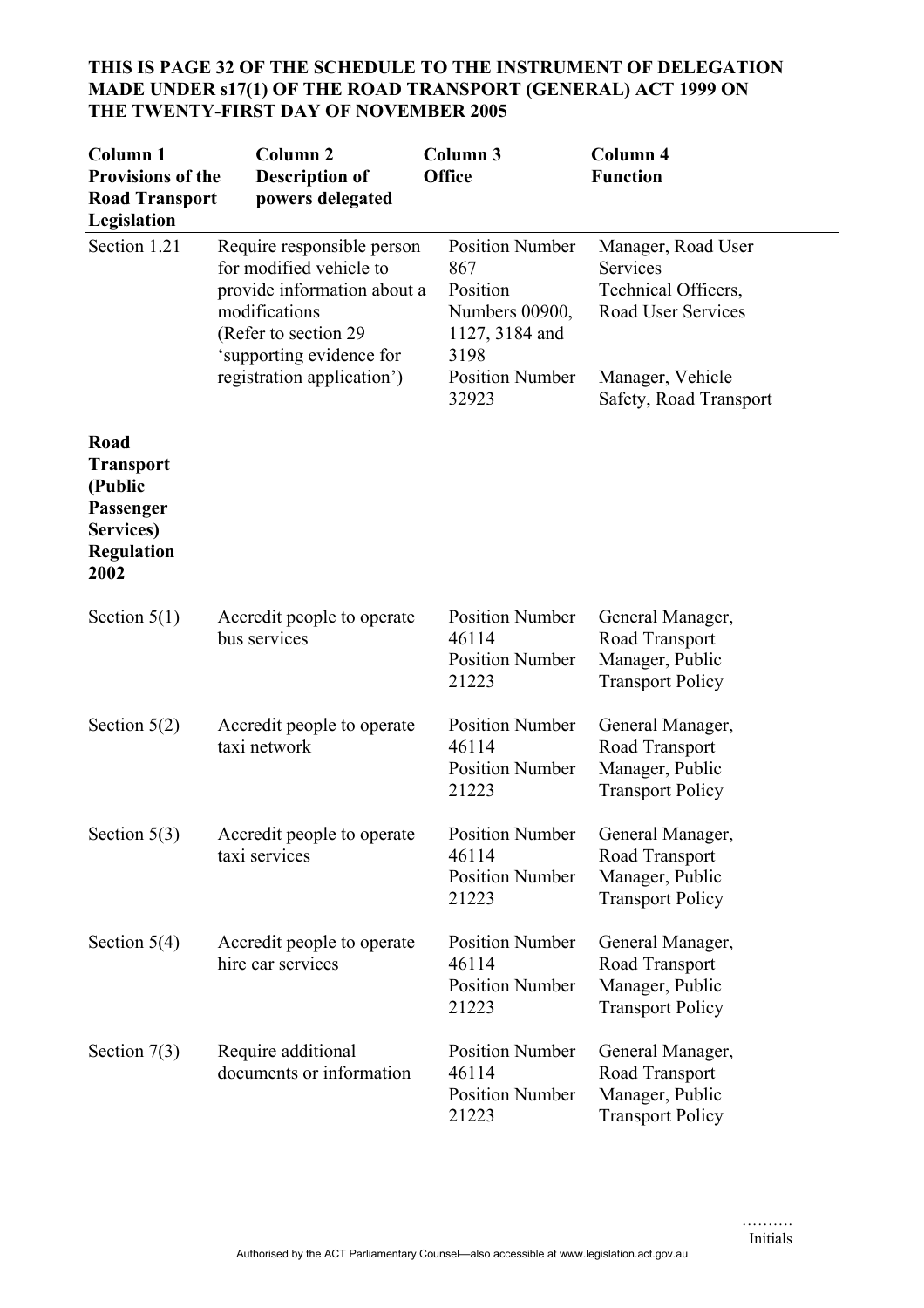**THIS IS PAGE 32 OF THE SCHEDULE TO THE INSTRUMENT OF DELEGATION MADE UNDER s17(1) OF THE ROAD TRANSPORT (GENERAL) ACT 1999 ON THE TWENTY-FIRST DAY OF NOVEMBER 2005**

| Column 1 Provisions of the Road Transport Legislation | Column 2 Description of powers delegated | Column 3 Office | Column 4 Function |
|---|---|---|---|
| Section 1.21 | Require responsible person for modified vehicle to provide information about a modifications (Refer to section 29 'supporting evidence for registration application') | Position Number 867<br>Position Numbers 00900, 1127, 3184 and 3198<br>Position Number 32923 | Manager, Road User Services<br>Technical Officers, Road User Services<br>Manager, Vehicle Safety, Road Transport |
| **Road Transport (Public Passenger Services) Regulation 2002** | | | |
| Section 5(1) | Accredit people to operate bus services | Position Number 46114<br>Position Number 21223 | General Manager, Road Transport<br>Manager, Public Transport Policy |
| Section 5(2) | Accredit people to operate taxi network | Position Number 46114<br>Position Number 21223 | General Manager, Road Transport<br>Manager, Public Transport Policy |
| Section 5(3) | Accredit people to operate taxi services | Position Number 46114<br>Position Number 21223 | General Manager, Road Transport<br>Manager, Public Transport Policy |
| Section 5(4) | Accredit people to operate hire car services | Position Number 46114<br>Position Number 21223 | General Manager, Road Transport<br>Manager, Public Transport Policy |
| Section 7(3) | Require additional documents or information | Position Number 46114<br>Position Number 21223 | General Manager, Road Transport<br>Manager, Public Transport Policy |

……….
Initials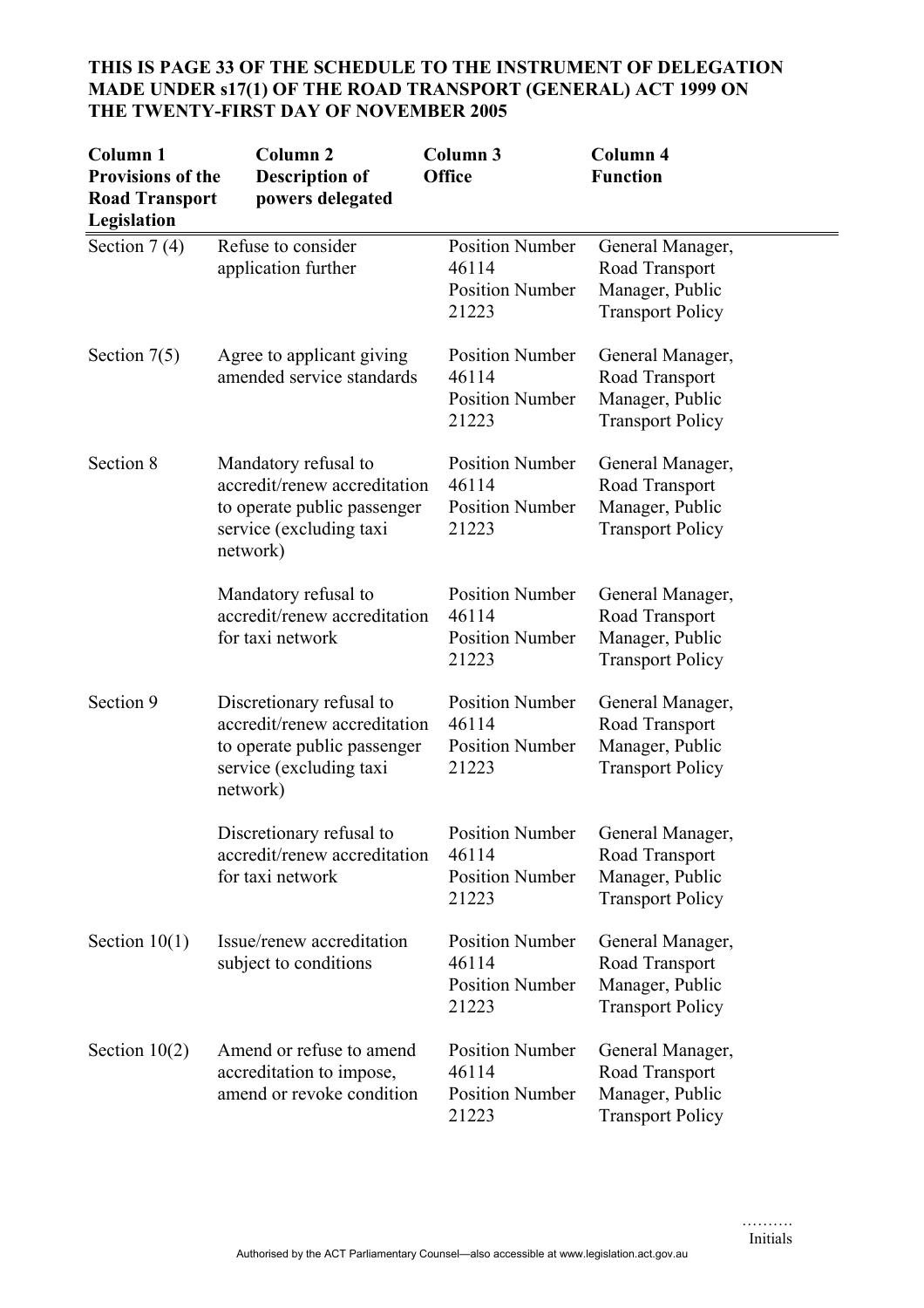**THIS IS PAGE 33 OF THE SCHEDULE TO THE INSTRUMENT OF DELEGATION MADE UNDER s17(1) OF THE ROAD TRANSPORT (GENERAL) ACT 1999 ON THE TWENTY-FIRST DAY OF NOVEMBER 2005**

| Column 1 Provisions of the Road Transport Legislation | Column 2 Description of powers delegated | Column 3 Office | Column 4 Function |
|---|---|---|---|
| Section 7 (4) | Refuse to consider application further | Position Number 46114<br>Position Number 21223 | General Manager, Road Transport<br>Manager, Public Transport Policy |
| Section 7(5) | Agree to applicant giving amended service standards | Position Number 46114<br>Position Number 21223 | General Manager, Road Transport<br>Manager, Public Transport Policy |
| Section 8 | Mandatory refusal to accredit/renew accreditation to operate public passenger service (excluding taxi network) | Position Number 46114<br>Position Number 21223 | General Manager, Road Transport<br>Manager, Public Transport Policy |
| | Mandatory refusal to accredit/renew accreditation for taxi network | Position Number 46114<br>Position Number 21223 | General Manager, Road Transport<br>Manager, Public Transport Policy |
| Section 9 | Discretionary refusal to accredit/renew accreditation to operate public passenger service (excluding taxi network) | Position Number 46114<br>Position Number 21223 | General Manager, Road Transport<br>Manager, Public Transport Policy |
| | Discretionary refusal to accredit/renew accreditation for taxi network | Position Number 46114<br>Position Number 21223 | General Manager, Road Transport<br>Manager, Public Transport Policy |
| Section 10(1) | Issue/renew accreditation subject to conditions | Position Number 46114<br>Position Number 21223 | General Manager, Road Transport<br>Manager, Public Transport Policy |
| Section 10(2) | Amend or refuse to amend accreditation to impose, amend or revoke condition | Position Number 46114<br>Position Number 21223 | General Manager, Road Transport<br>Manager, Public Transport Policy |

……….
Initials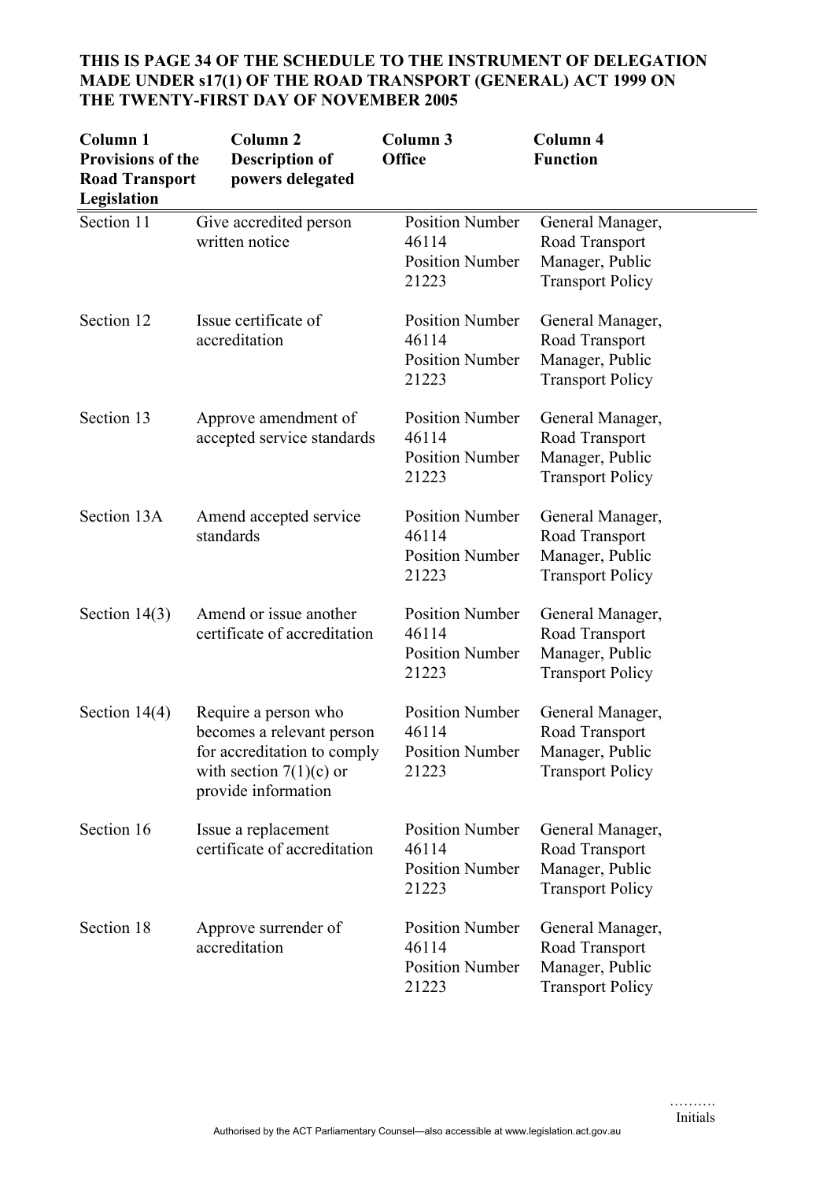**THIS IS PAGE 34 OF THE SCHEDULE TO THE INSTRUMENT OF DELEGATION MADE UNDER s17(1) OF THE ROAD TRANSPORT (GENERAL) ACT 1999 ON THE TWENTY-FIRST DAY OF NOVEMBER 2005**

| Column 1 Provisions of the Road Transport Legislation | Column 2 Description of powers delegated | Column 3 Office | Column 4 Function |
|---|---|---|---|
| Section 11 | Give accredited person written notice | Position Number 46114<br>Position Number 21223 | General Manager, Road Transport<br>Manager, Public Transport Policy |
| Section 12 | Issue certificate of accreditation | Position Number 46114<br>Position Number 21223 | General Manager, Road Transport<br>Manager, Public Transport Policy |
| Section 13 | Approve amendment of accepted service standards | Position Number 46114<br>Position Number 21223 | General Manager, Road Transport<br>Manager, Public Transport Policy |
| Section 13A | Amend accepted service standards | Position Number 46114<br>Position Number 21223 | General Manager, Road Transport<br>Manager, Public Transport Policy |
| Section 14(3) | Amend or issue another certificate of accreditation | Position Number 46114<br>Position Number 21223 | General Manager, Road Transport<br>Manager, Public Transport Policy |
| Section 14(4) | Require a person who becomes a relevant person for accreditation to comply with section 7(1)(c) or provide information | Position Number 46114<br>Position Number 21223 | General Manager, Road Transport<br>Manager, Public Transport Policy |
| Section 16 | Issue a replacement certificate of accreditation | Position Number 46114<br>Position Number 21223 | General Manager, Road Transport<br>Manager, Public Transport Policy |
| Section 18 | Approve surrender of accreditation | Position Number 46114<br>Position Number 21223 | General Manager, Road Transport<br>Manager, Public Transport Policy |

……….
Initials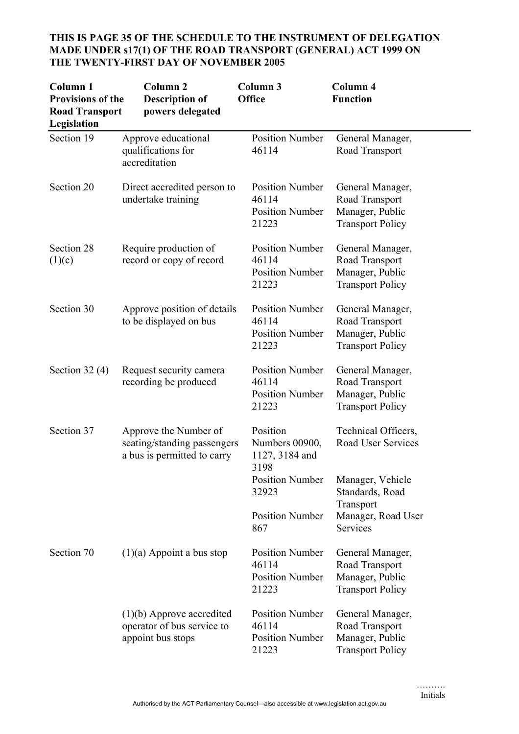**THIS IS PAGE 35 OF THE SCHEDULE TO THE INSTRUMENT OF DELEGATION MADE UNDER s17(1) OF THE ROAD TRANSPORT (GENERAL) ACT 1999 ON THE TWENTY-FIRST DAY OF NOVEMBER 2005**

| Column 1 Provisions of the Road Transport Legislation | Column 2 Description of powers delegated | Column 3 Office | Column 4 Function |
|---|---|---|---|
| Section 19 | Approve educational qualifications for accreditation | Position Number 46114 | General Manager, Road Transport |
| Section 20 | Direct accredited person to undertake training | Position Number 46114<br>Position Number 21223 | General Manager, Road Transport<br>Manager, Public Transport Policy |
| Section 28 (1)(c) | Require production of record or copy of record | Position Number 46114<br>Position Number 21223 | General Manager, Road Transport<br>Manager, Public Transport Policy |
| Section 30 | Approve position of details to be displayed on bus | Position Number 46114<br>Position Number 21223 | General Manager, Road Transport<br>Manager, Public Transport Policy |
| Section 32 (4) | Request security camera recording be produced | Position Number 46114<br>Position Number 21223 | General Manager, Road Transport<br>Manager, Public Transport Policy |
| Section 37 | Approve the Number of seating/standing passengers a bus is permitted to carry | Position Numbers 00900, 1127, 3184 and 3198<br>Position Number 32923<br>Position Number 867 | Technical Officers, Road User Services<br>Manager, Vehicle Standards, Road Transport<br>Manager, Road User Services |
| Section 70 | (1)(a) Appoint a bus stop | Position Number 46114<br>Position Number 21223 | General Manager, Road Transport<br>Manager, Public Transport Policy |
| | (1)(b) Approve accredited operator of bus service to appoint bus stops | Position Number 46114<br>Position Number 21223 | General Manager, Road Transport<br>Manager, Public Transport Policy |

……….
Initials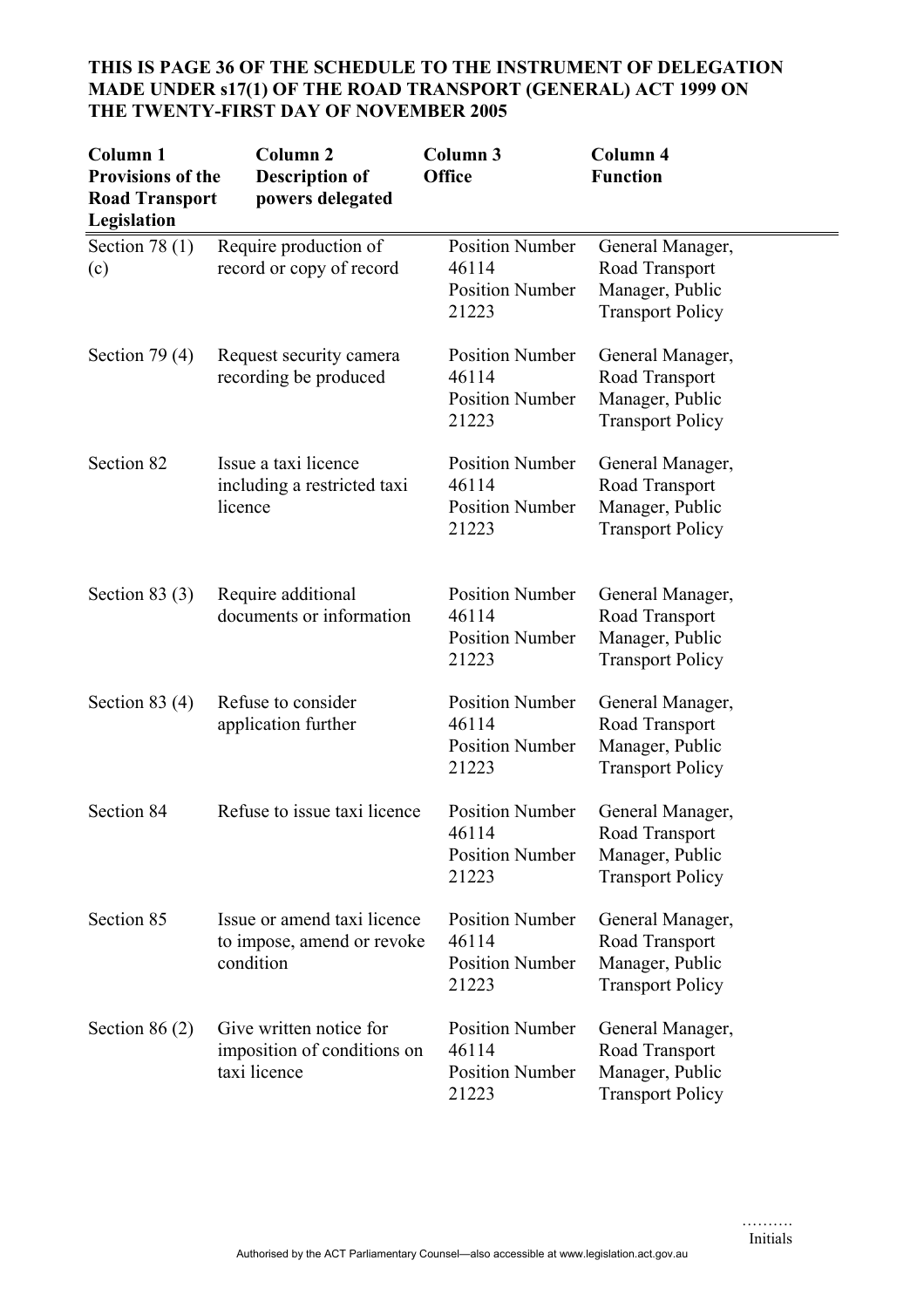**THIS IS PAGE 36 OF THE SCHEDULE TO THE INSTRUMENT OF DELEGATION MADE UNDER s17(1) OF THE ROAD TRANSPORT (GENERAL) ACT 1999 ON THE TWENTY-FIRST DAY OF NOVEMBER 2005**

| Column 1 Provisions of the Road Transport Legislation | Column 2 Description of powers delegated | Column 3 Office | Column 4 Function |
|---|---|---|---|
| Section 78 (1) (c) | Require production of record or copy of record | Position Number 46114 Position Number 21223 | General Manager, Road Transport Manager, Public Transport Policy |
| Section 79 (4) | Request security camera recording be produced | Position Number 46114 Position Number 21223 | General Manager, Road Transport Manager, Public Transport Policy |
| Section 82 | Issue a taxi licence including a restricted taxi licence | Position Number 46114 Position Number 21223 | General Manager, Road Transport Manager, Public Transport Policy |
| Section 83 (3) | Require additional documents or information | Position Number 46114 Position Number 21223 | General Manager, Road Transport Manager, Public Transport Policy |
| Section 83 (4) | Refuse to consider application further | Position Number 46114 Position Number 21223 | General Manager, Road Transport Manager, Public Transport Policy |
| Section 84 | Refuse to issue taxi licence | Position Number 46114 Position Number 21223 | General Manager, Road Transport Manager, Public Transport Policy |
| Section 85 | Issue or amend taxi licence to impose, amend or revoke condition | Position Number 46114 Position Number 21223 | General Manager, Road Transport Manager, Public Transport Policy |
| Section 86 (2) | Give written notice for imposition of conditions on taxi licence | Position Number 46114 Position Number 21223 | General Manager, Road Transport Manager, Public Transport Policy |

……….
Initials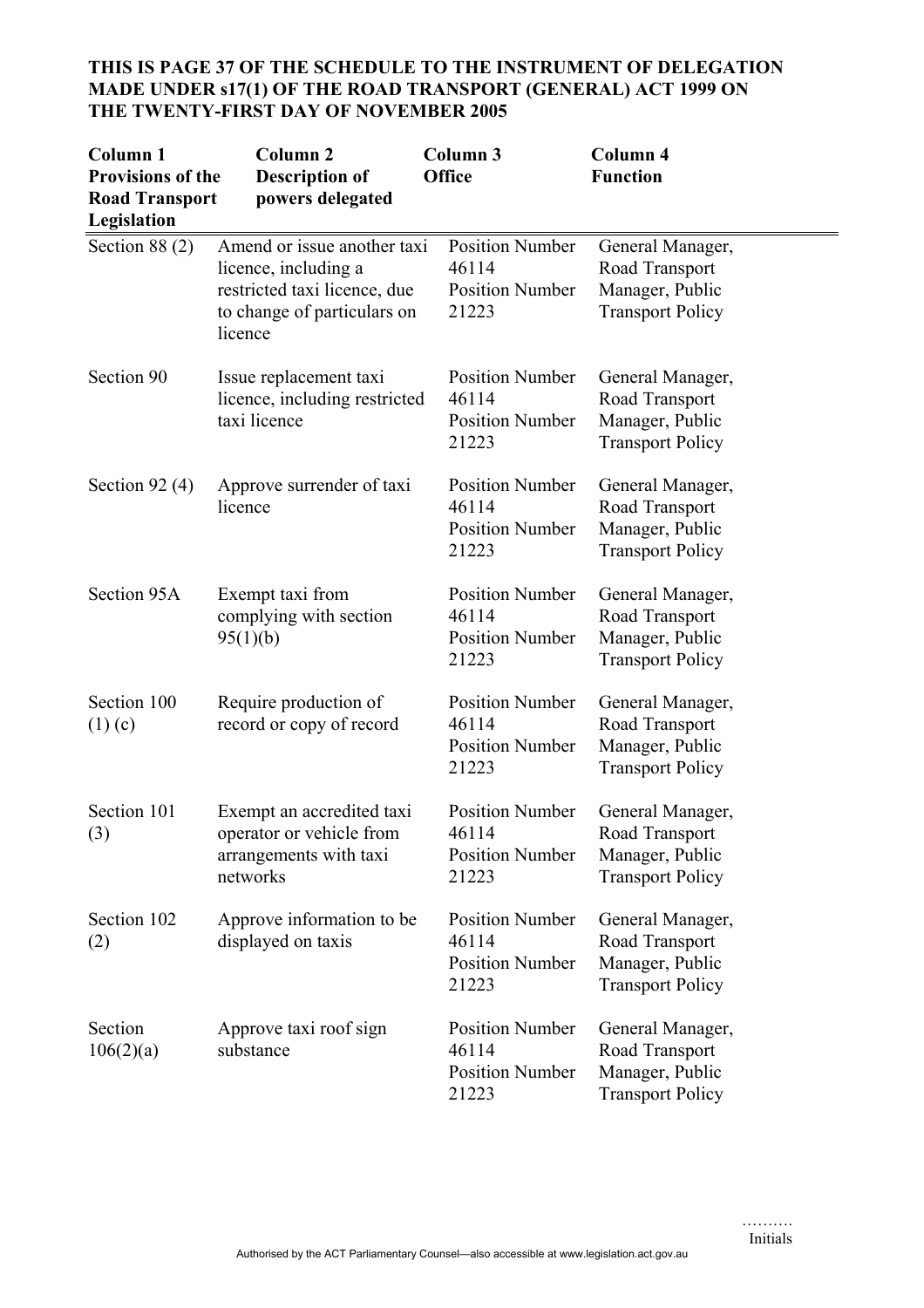**THIS IS PAGE 37 OF THE SCHEDULE TO THE INSTRUMENT OF DELEGATION MADE UNDER s17(1) OF THE ROAD TRANSPORT (GENERAL) ACT 1999 ON THE TWENTY-FIRST DAY OF NOVEMBER 2005**

| Column 1 Provisions of the Road Transport Legislation | Column 2 Description of powers delegated | Column 3 Office | Column 4 Function |
|---|---|---|---|
| Section 88 (2) | Amend or issue another taxi licence, including a restricted taxi licence, due to change of particulars on licence | Position Number 46114 Position Number 21223 | General Manager, Road Transport Manager, Public Transport Policy |
| Section 90 | Issue replacement taxi licence, including restricted taxi licence | Position Number 46114 Position Number 21223 | General Manager, Road Transport Manager, Public Transport Policy |
| Section 92 (4) | Approve surrender of taxi licence | Position Number 46114 Position Number 21223 | General Manager, Road Transport Manager, Public Transport Policy |
| Section 95A | Exempt taxi from complying with section 95(1)(b) | Position Number 46114 Position Number 21223 | General Manager, Road Transport Manager, Public Transport Policy |
| Section 100 (1) (c) | Require production of record or copy of record | Position Number 46114 Position Number 21223 | General Manager, Road Transport Manager, Public Transport Policy |
| Section 101 (3) | Exempt an accredited taxi operator or vehicle from arrangements with taxi networks | Position Number 46114 Position Number 21223 | General Manager, Road Transport Manager, Public Transport Policy |
| Section 102 (2) | Approve information to be displayed on taxis | Position Number 46114 Position Number 21223 | General Manager, Road Transport Manager, Public Transport Policy |
| Section 106(2)(a) | Approve taxi roof sign substance | Position Number 46114 Position Number 21223 | General Manager, Road Transport Manager, Public Transport Policy |

……….
Initials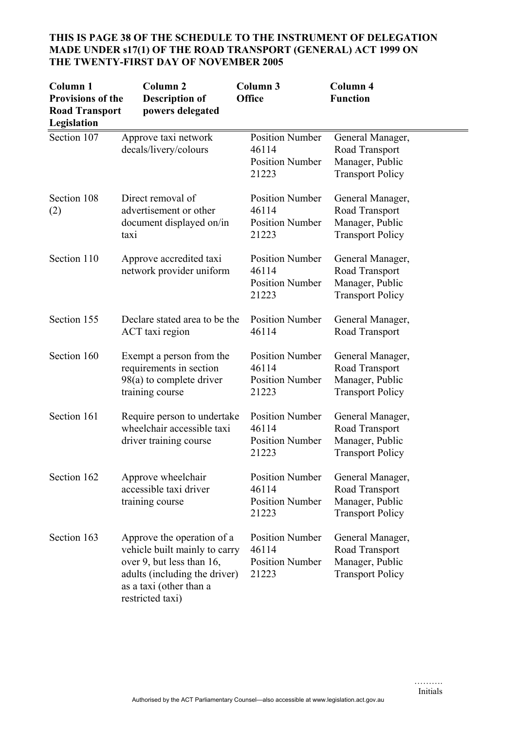**THIS IS PAGE 38 OF THE SCHEDULE TO THE INSTRUMENT OF DELEGATION MADE UNDER s17(1) OF THE ROAD TRANSPORT (GENERAL) ACT 1999 ON THE TWENTY-FIRST DAY OF NOVEMBER 2005**

| Column 1 Provisions of the Road Transport Legislation | Column 2 Description of powers delegated | Column 3 Office | Column 4 Function |
|---|---|---|---|
| Section 107 | Approve taxi network decals/livery/colours | Position Number 46114<br>Position Number 21223 | General Manager, Road Transport<br>Manager, Public Transport Policy |
| Section 108 (2) | Direct removal of advertisement or other document displayed on/in taxi | Position Number 46114<br>Position Number 21223 | General Manager, Road Transport<br>Manager, Public Transport Policy |
| Section 110 | Approve accredited taxi network provider uniform | Position Number 46114<br>Position Number 21223 | General Manager, Road Transport<br>Manager, Public Transport Policy |
| Section 155 | Declare stated area to be the ACT taxi region | Position Number 46114 | General Manager, Road Transport |
| Section 160 | Exempt a person from the requirements in section 98(a) to complete driver training course | Position Number 46114<br>Position Number 21223 | General Manager, Road Transport<br>Manager, Public Transport Policy |
| Section 161 | Require person to undertake wheelchair accessible taxi driver training course | Position Number 46114<br>Position Number 21223 | General Manager, Road Transport<br>Manager, Public Transport Policy |
| Section 162 | Approve wheelchair accessible taxi driver training course | Position Number 46114<br>Position Number 21223 | General Manager, Road Transport<br>Manager, Public Transport Policy |
| Section 163 | Approve the operation of a vehicle built mainly to carry over 9, but less than 16, adults (including the driver) as a taxi (other than a restricted taxi) | Position Number 46114<br>Position Number 21223 | General Manager, Road Transport<br>Manager, Public Transport Policy |

……….
Initials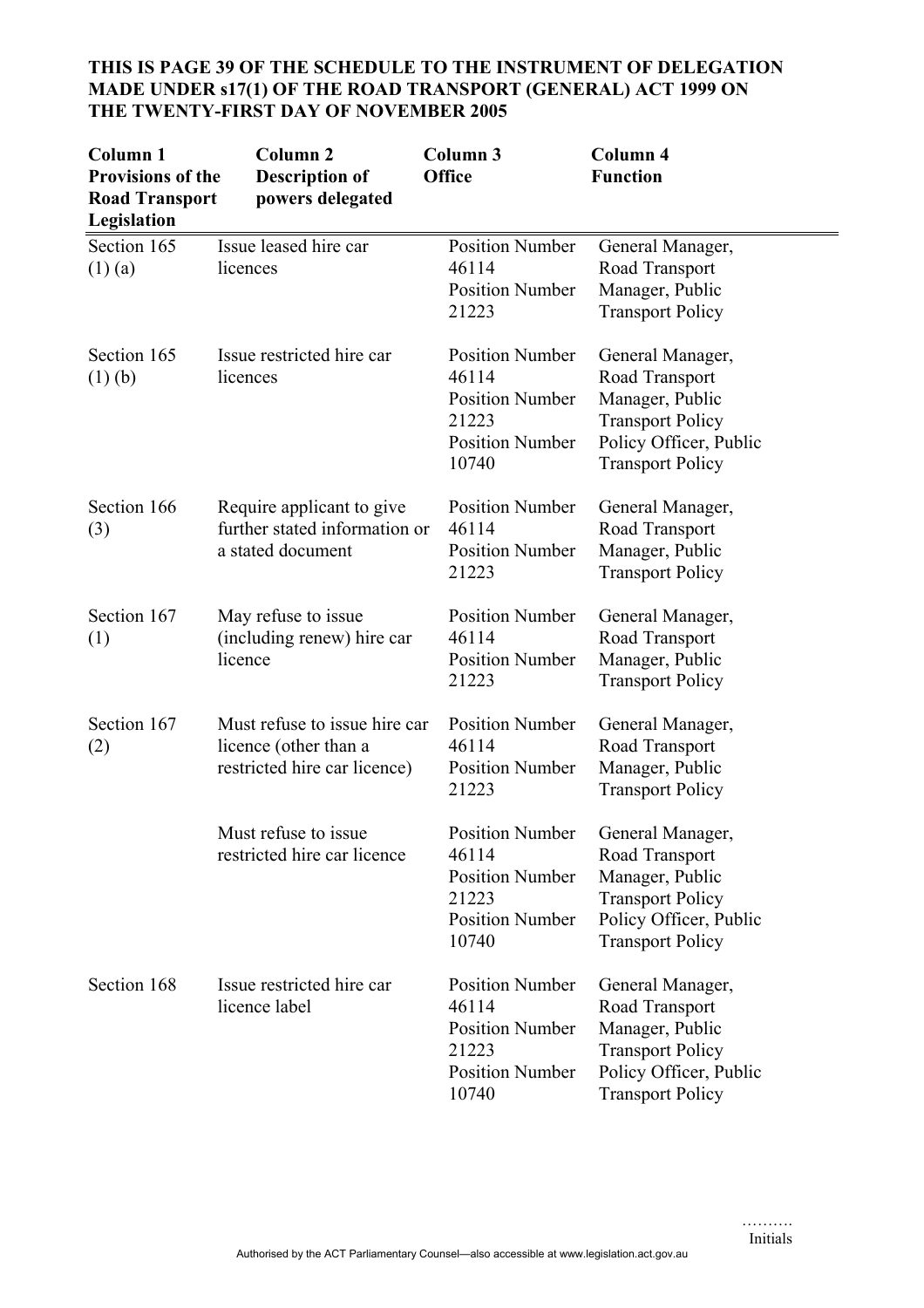**THIS IS PAGE 39 OF THE SCHEDULE TO THE INSTRUMENT OF DELEGATION MADE UNDER s17(1) OF THE ROAD TRANSPORT (GENERAL) ACT 1999 ON THE TWENTY-FIRST DAY OF NOVEMBER 2005**

| Column 1 Provisions of the Road Transport Legislation | Column 2 Description of powers delegated | Column 3 Office | Column 4 Function |
|---|---|---|---|
| Section 165 (1) (a) | Issue leased hire car licences | Position Number 46114<br>Position Number 21223 | General Manager, Road Transport<br>Manager, Public Transport Policy |
| Section 165 (1) (b) | Issue restricted hire car licences | Position Number 46114<br>Position Number 21223<br>Position Number 10740 | General Manager, Road Transport<br>Manager, Public Transport Policy<br>Policy Officer, Public Transport Policy |
| Section 166 (3) | Require applicant to give further stated information or a stated document | Position Number 46114<br>Position Number 21223 | General Manager, Road Transport<br>Manager, Public Transport Policy |
| Section 167 (1) | May refuse to issue (including renew) hire car licence | Position Number 46114<br>Position Number 21223 | General Manager, Road Transport<br>Manager, Public Transport Policy |
| Section 167 (2) | Must refuse to issue hire car licence (other than a restricted hire car licence) | Position Number 46114<br>Position Number 21223 | General Manager, Road Transport<br>Manager, Public Transport Policy |
| | Must refuse to issue restricted hire car licence | Position Number 46114<br>Position Number 21223<br>Position Number 10740 | General Manager, Road Transport<br>Manager, Public Transport Policy<br>Policy Officer, Public Transport Policy |
| Section 168 | Issue restricted hire car licence label | Position Number 46114<br>Position Number 21223<br>Position Number 10740 | General Manager, Road Transport<br>Manager, Public Transport Policy<br>Policy Officer, Public Transport Policy |

……….
Initials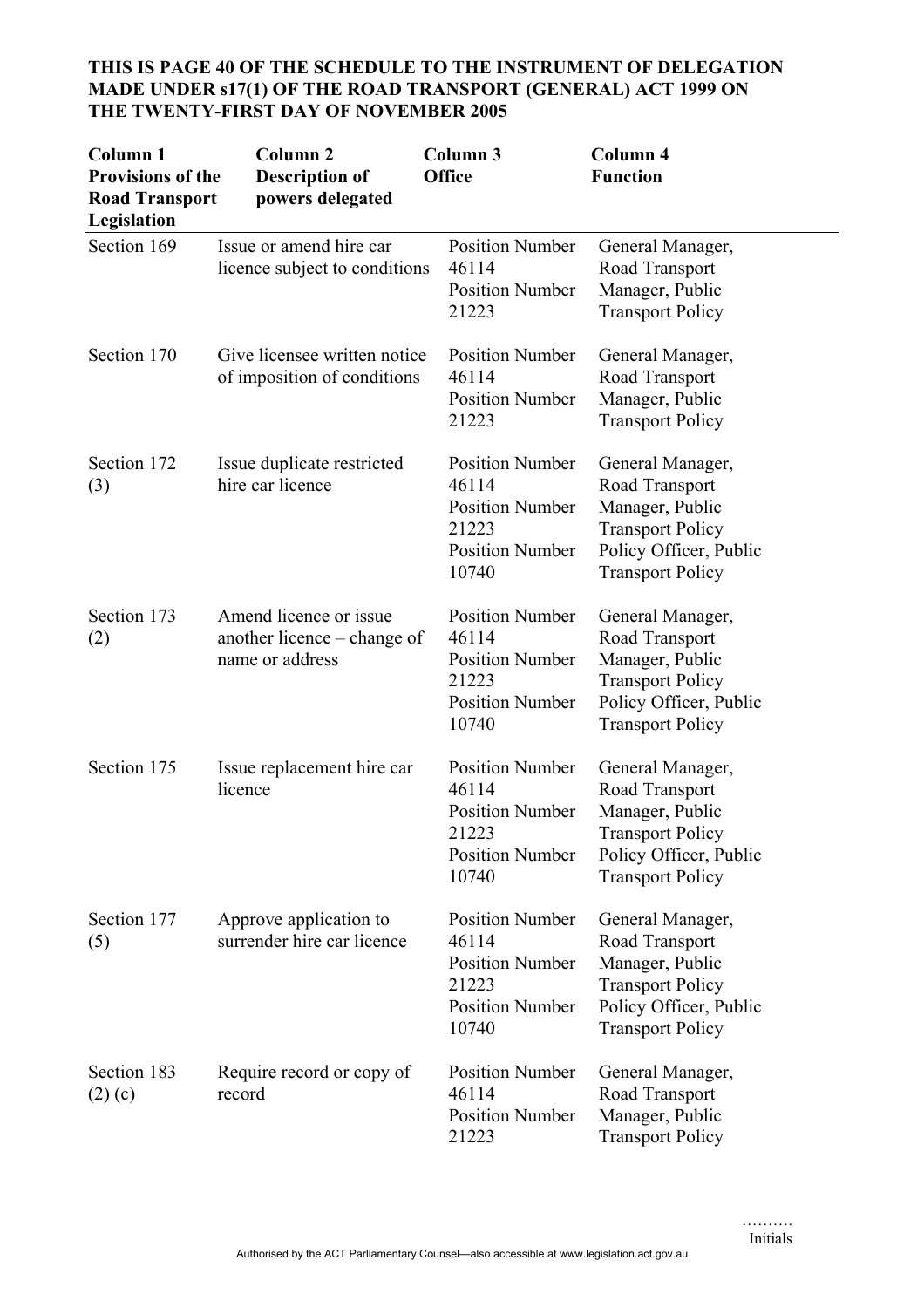**THIS IS PAGE 40 OF THE SCHEDULE TO THE INSTRUMENT OF DELEGATION MADE UNDER s17(1) OF THE ROAD TRANSPORT (GENERAL) ACT 1999 ON THE TWENTY-FIRST DAY OF NOVEMBER 2005**

| Column 1 Provisions of the Road Transport Legislation | Column 2 Description of powers delegated | Column 3 Office | Column 4 Function |
|---|---|---|---|
| Section 169 | Issue or amend hire car licence subject to conditions | Position Number 46114<br>Position Number 21223 | General Manager, Road Transport<br>Manager, Public Transport Policy |
| Section 170 | Give licensee written notice of imposition of conditions | Position Number 46114<br>Position Number 21223 | General Manager, Road Transport<br>Manager, Public Transport Policy |
| Section 172 (3) | Issue duplicate restricted hire car licence | Position Number 46114<br>Position Number 21223<br>Position Number 10740 | General Manager, Road Transport<br>Manager, Public Transport Policy<br>Policy Officer, Public Transport Policy |
| Section 173 (2) | Amend licence or issue another licence – change of name or address | Position Number 46114<br>Position Number 21223<br>Position Number 10740 | General Manager, Road Transport<br>Manager, Public Transport Policy<br>Policy Officer, Public Transport Policy |
| Section 175 | Issue replacement hire car licence | Position Number 46114<br>Position Number 21223<br>Position Number 10740 | General Manager, Road Transport<br>Manager, Public Transport Policy<br>Policy Officer, Public Transport Policy |
| Section 177 (5) | Approve application to surrender hire car licence | Position Number 46114<br>Position Number 21223<br>Position Number 10740 | General Manager, Road Transport<br>Manager, Public Transport Policy<br>Policy Officer, Public Transport Policy |
| Section 183 (2) (c) | Require record or copy of record | Position Number 46114<br>Position Number 21223 | General Manager, Road Transport<br>Manager, Public Transport Policy |

……….
Initials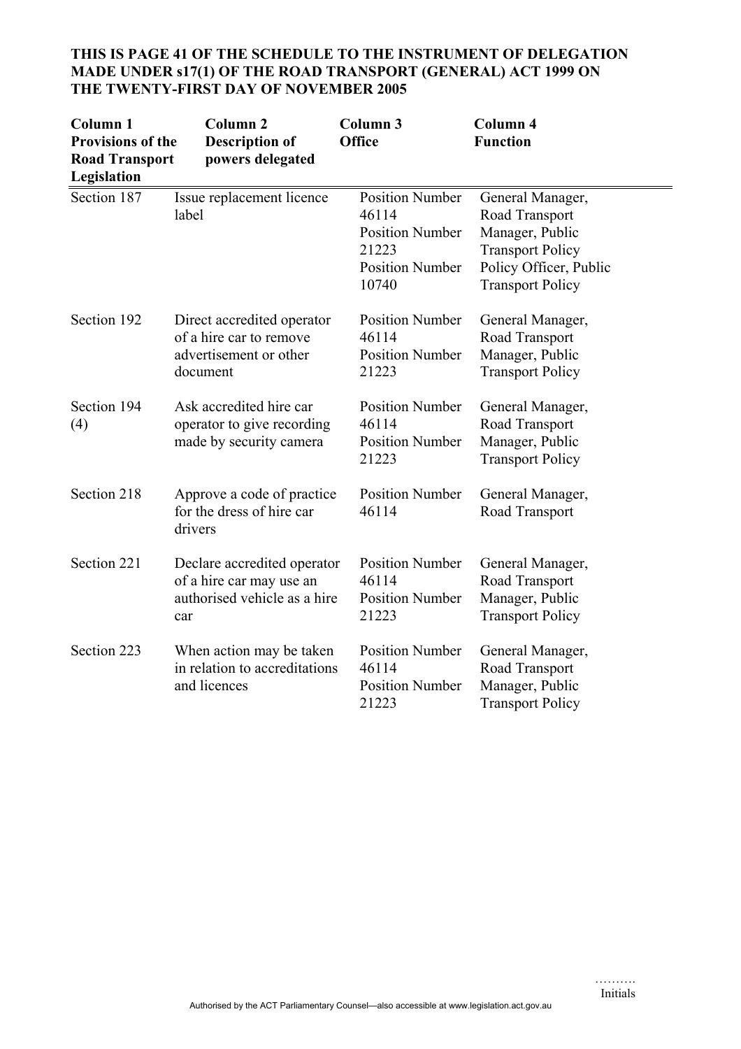**THIS IS PAGE 41 OF THE SCHEDULE TO THE INSTRUMENT OF DELEGATION MADE UNDER s17(1) OF THE ROAD TRANSPORT (GENERAL) ACT 1999 ON THE TWENTY-FIRST DAY OF NOVEMBER 2005**

| Column 1 Provisions of the Road Transport Legislation | Column 2 Description of powers delegated | Column 3 Office | Column 4 Function |
|---|---|---|---|
| Section 187 | Issue replacement licence label | Position Number 46114<br>Position Number 21223<br>Position Number 10740 | General Manager, Road Transport<br>Manager, Public Transport Policy<br>Policy Officer, Public Transport Policy |
| Section 192 | Direct accredited operator of a hire car to remove advertisement or other document | Position Number 46114<br>Position Number 21223 | General Manager, Road Transport<br>Manager, Public Transport Policy |
| Section 194 (4) | Ask accredited hire car operator to give recording made by security camera | Position Number 46114<br>Position Number 21223 | General Manager, Road Transport<br>Manager, Public Transport Policy |
| Section 218 | Approve a code of practice for the dress of hire car drivers | Position Number 46114 | General Manager, Road Transport |
| Section 221 | Declare accredited operator of a hire car may use an authorised vehicle as a hire car | Position Number 46114<br>Position Number 21223 | General Manager, Road Transport<br>Manager, Public Transport Policy |
| Section 223 | When action may be taken in relation to accreditations and licences | Position Number 46114<br>Position Number 21223 | General Manager, Road Transport<br>Manager, Public Transport Policy |

……….
Initials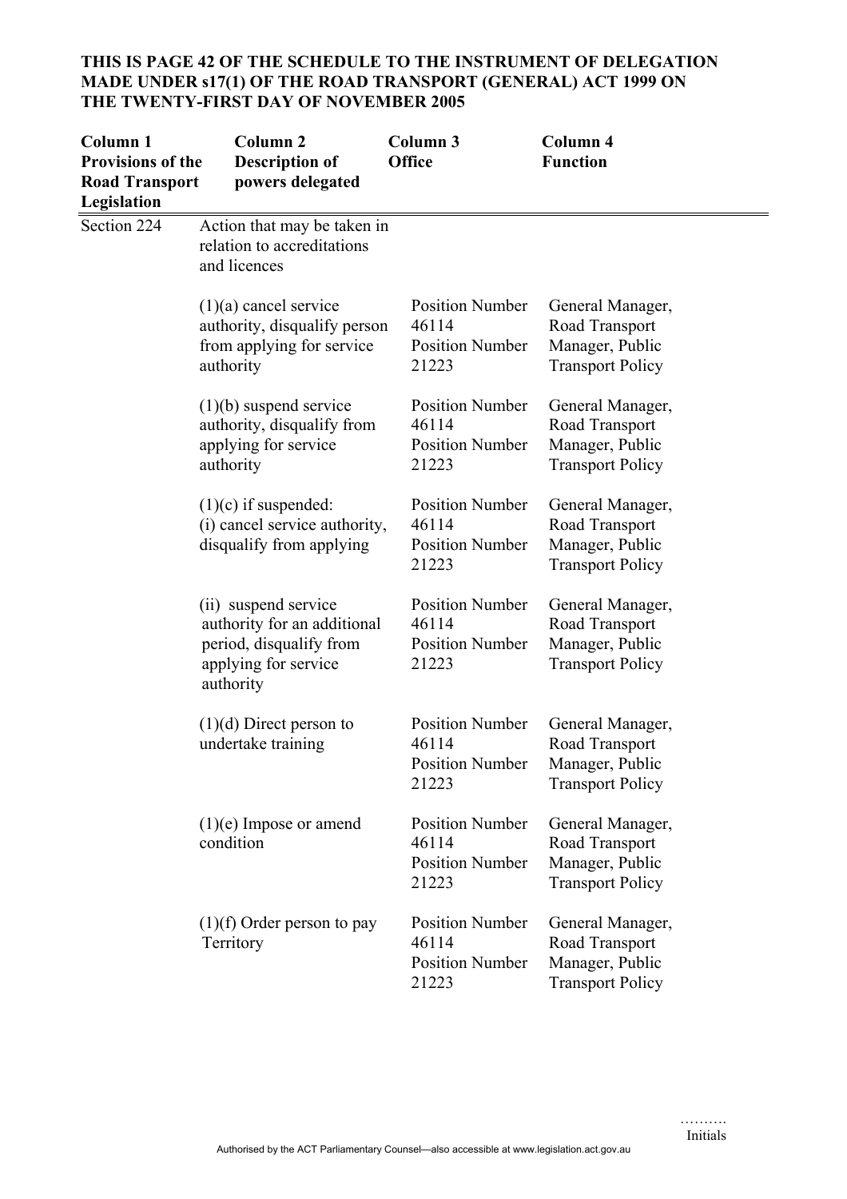**THIS IS PAGE 42 OF THE SCHEDULE TO THE INSTRUMENT OF DELEGATION MADE UNDER s17(1) OF THE ROAD TRANSPORT (GENERAL) ACT 1999 ON THE TWENTY-FIRST DAY OF NOVEMBER 2005**

| Column 1 Provisions of the Road Transport Legislation | Column 2 Description of powers delegated | Column 3 Office | Column 4 Function |
|---|---|---|---|
| Section 224 | Action that may be taken in relation to accreditations and licences | | |
| | (1)(a) cancel service authority, disqualify person from applying for service authority | Position Number 46114<br>Position Number 21223 | General Manager, Road Transport<br>Manager, Public Transport Policy |
| | (1)(b) suspend service authority, disqualify from applying for service authority | Position Number 46114<br>Position Number 21223 | General Manager, Road Transport<br>Manager, Public Transport Policy |
| | (1)(c) if suspended:<br>(i) cancel service authority, disqualify from applying | Position Number 46114<br>Position Number 21223 | General Manager, Road Transport<br>Manager, Public Transport Policy |
| | (ii) suspend service authority for an additional period, disqualify from applying for service authority | Position Number 46114<br>Position Number 21223 | General Manager, Road Transport<br>Manager, Public Transport Policy |
| | (1)(d) Direct person to undertake training | Position Number 46114<br>Position Number 21223 | General Manager, Road Transport<br>Manager, Public Transport Policy |
| | (1)(e) Impose or amend condition | Position Number 46114<br>Position Number 21223 | General Manager, Road Transport<br>Manager, Public Transport Policy |
| | (1)(f) Order person to pay Territory | Position Number 46114<br>Position Number 21223 | General Manager, Road Transport<br>Manager, Public Transport Policy |

……….
Initials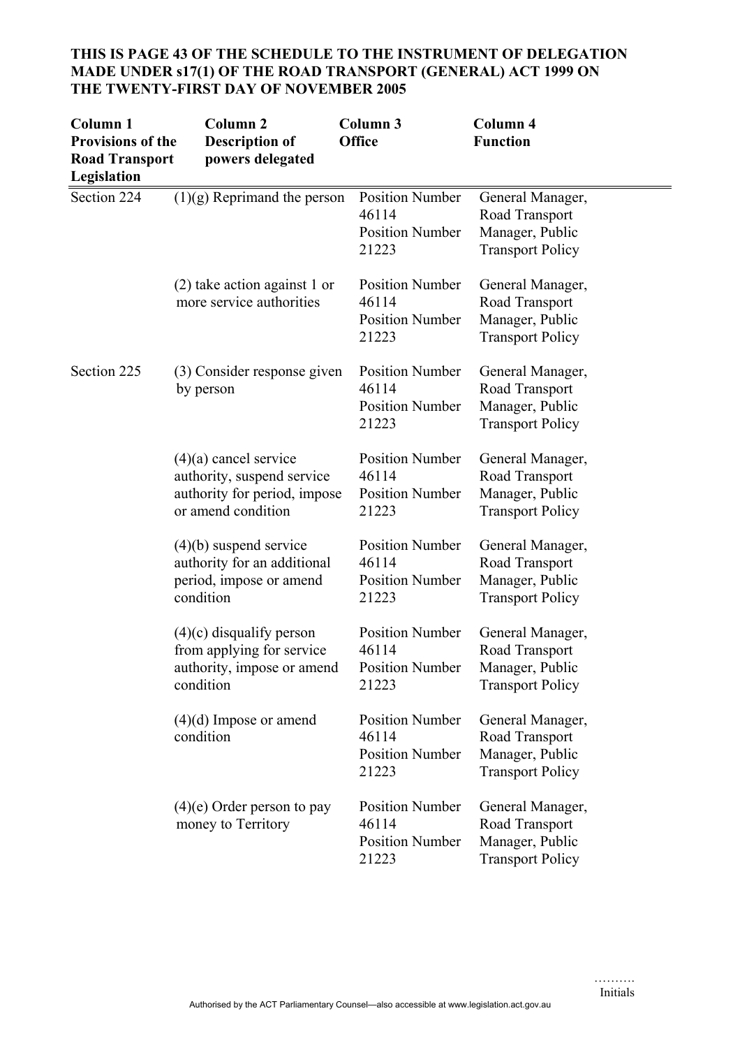**THIS IS PAGE 43 OF THE SCHEDULE TO THE INSTRUMENT OF DELEGATION MADE UNDER s17(1) OF THE ROAD TRANSPORT (GENERAL) ACT 1999 ON THE TWENTY-FIRST DAY OF NOVEMBER 2005**

| Column 1 Provisions of the Road Transport Legislation | Column 2 Description of powers delegated | Column 3 Office | Column 4 Function |
|---|---|---|---|
| Section 224 | (1)(g) Reprimand the person | Position Number 46114<br>Position Number 21223 | General Manager, Road Transport<br>Manager, Public Transport Policy |
| | (2) take action against 1 or more service authorities | Position Number 46114<br>Position Number 21223 | General Manager, Road Transport<br>Manager, Public Transport Policy |
| Section 225 | (3) Consider response given by person | Position Number 46114<br>Position Number 21223 | General Manager, Road Transport<br>Manager, Public Transport Policy |
| | (4)(a) cancel service authority, suspend service authority for period, impose or amend condition | Position Number 46114<br>Position Number 21223 | General Manager, Road Transport<br>Manager, Public Transport Policy |
| | (4)(b) suspend service authority for an additional period, impose or amend condition | Position Number 46114<br>Position Number 21223 | General Manager, Road Transport<br>Manager, Public Transport Policy |
| | (4)(c) disqualify person from applying for service authority, impose or amend condition | Position Number 46114<br>Position Number 21223 | General Manager, Road Transport<br>Manager, Public Transport Policy |
| | (4)(d) Impose or amend condition | Position Number 46114<br>Position Number 21223 | General Manager, Road Transport<br>Manager, Public Transport Policy |
| | (4)(e) Order person to pay money to Territory | Position Number 46114<br>Position Number 21223 | General Manager, Road Transport<br>Manager, Public Transport Policy |

……….
Initials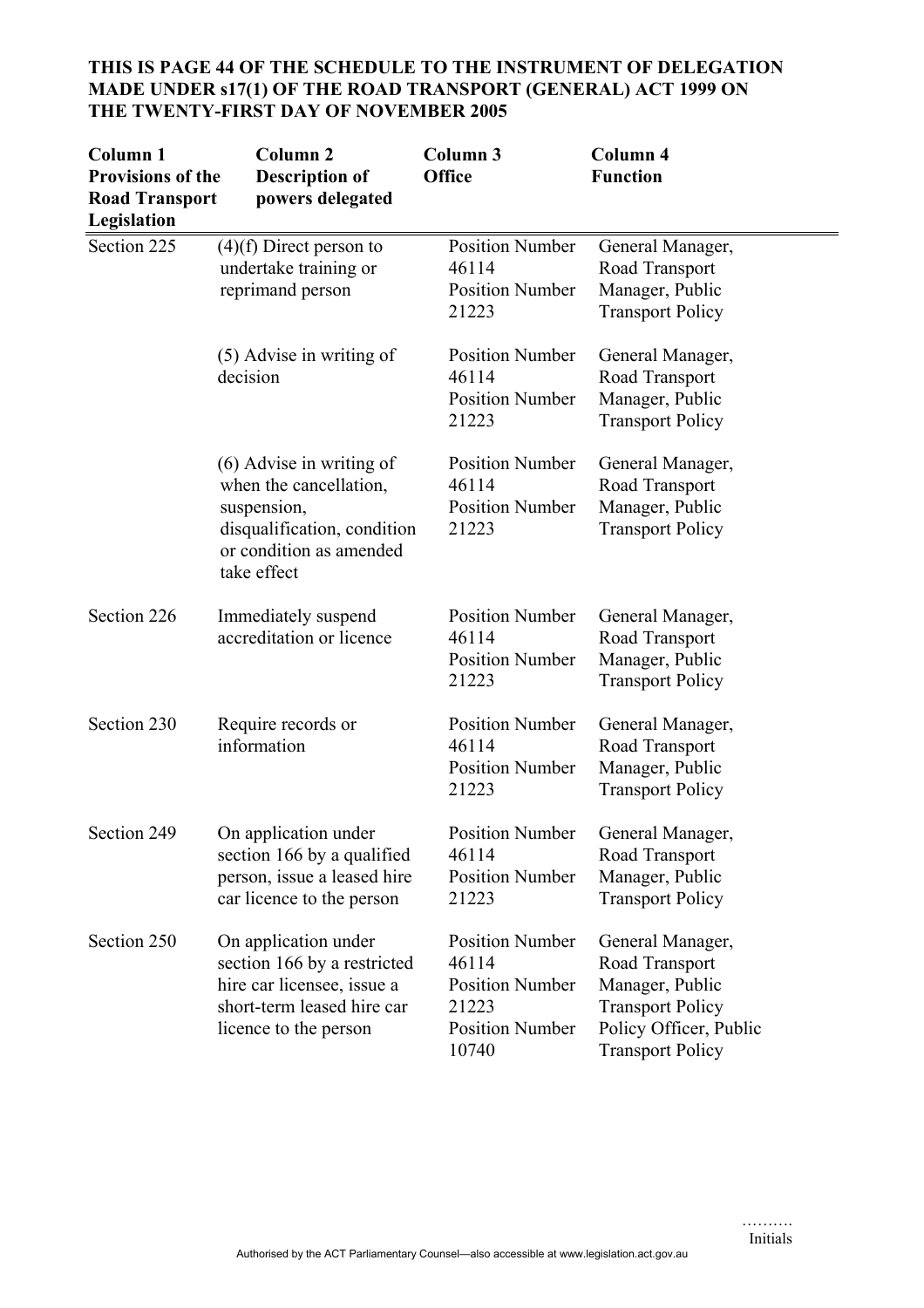**THIS IS PAGE 44 OF THE SCHEDULE TO THE INSTRUMENT OF DELEGATION MADE UNDER s17(1) OF THE ROAD TRANSPORT (GENERAL) ACT 1999 ON THE TWENTY-FIRST DAY OF NOVEMBER 2005**

| Column 1 Provisions of the Road Transport Legislation | Column 2 Description of powers delegated | Column 3 Office | Column 4 Function |
|---|---|---|---|
| Section 225 | (4)(f) Direct person to undertake training or reprimand person | Position Number 46114<br>Position Number 21223 | General Manager, Road Transport<br>Manager, Public Transport Policy |
| | (5) Advise in writing of decision | Position Number 46114<br>Position Number 21223 | General Manager, Road Transport<br>Manager, Public Transport Policy |
| | (6) Advise in writing of when the cancellation, suspension, disqualification, condition or condition as amended take effect | Position Number 46114<br>Position Number 21223 | General Manager, Road Transport<br>Manager, Public Transport Policy |
| Section 226 | Immediately suspend accreditation or licence | Position Number 46114<br>Position Number 21223 | General Manager, Road Transport<br>Manager, Public Transport Policy |
| Section 230 | Require records or information | Position Number 46114<br>Position Number 21223 | General Manager, Road Transport<br>Manager, Public Transport Policy |
| Section 249 | On application under section 166 by a qualified person, issue a leased hire car licence to the person | Position Number 46114<br>Position Number 21223 | General Manager, Road Transport<br>Manager, Public Transport Policy |
| Section 250 | On application under section 166 by a restricted hire car licensee, issue a short-term leased hire car licence to the person | Position Number 46114<br>Position Number 21223<br>Position Number 10740 | General Manager, Road Transport<br>Manager, Public Transport Policy<br>Policy Officer, Public Transport Policy |

……….
Initials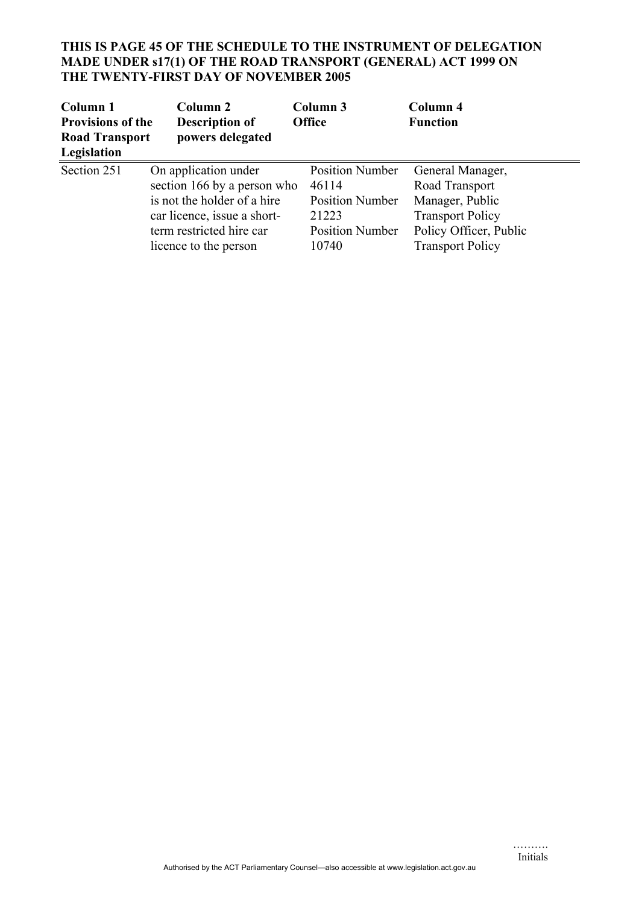**THIS IS PAGE 45 OF THE SCHEDULE TO THE INSTRUMENT OF DELEGATION MADE UNDER s17(1) OF THE ROAD TRANSPORT (GENERAL) ACT 1999 ON THE TWENTY-FIRST DAY OF NOVEMBER 2005**

| Column 1 Provisions of the Road Transport Legislation | Column 2 Description of powers delegated | Column 3 Office | Column 4 Function |
|---|---|---|---|
| Section 251 | On application under section 166 by a person who is not the holder of a hire car licence, issue a short-term restricted hire car licence to the person | Position Number 46114<br>Position Number 21223<br>Position Number 10740 | General Manager, Road Transport<br>Manager, Public Transport Policy<br>Policy Officer, Public Transport Policy |

……….
Initials